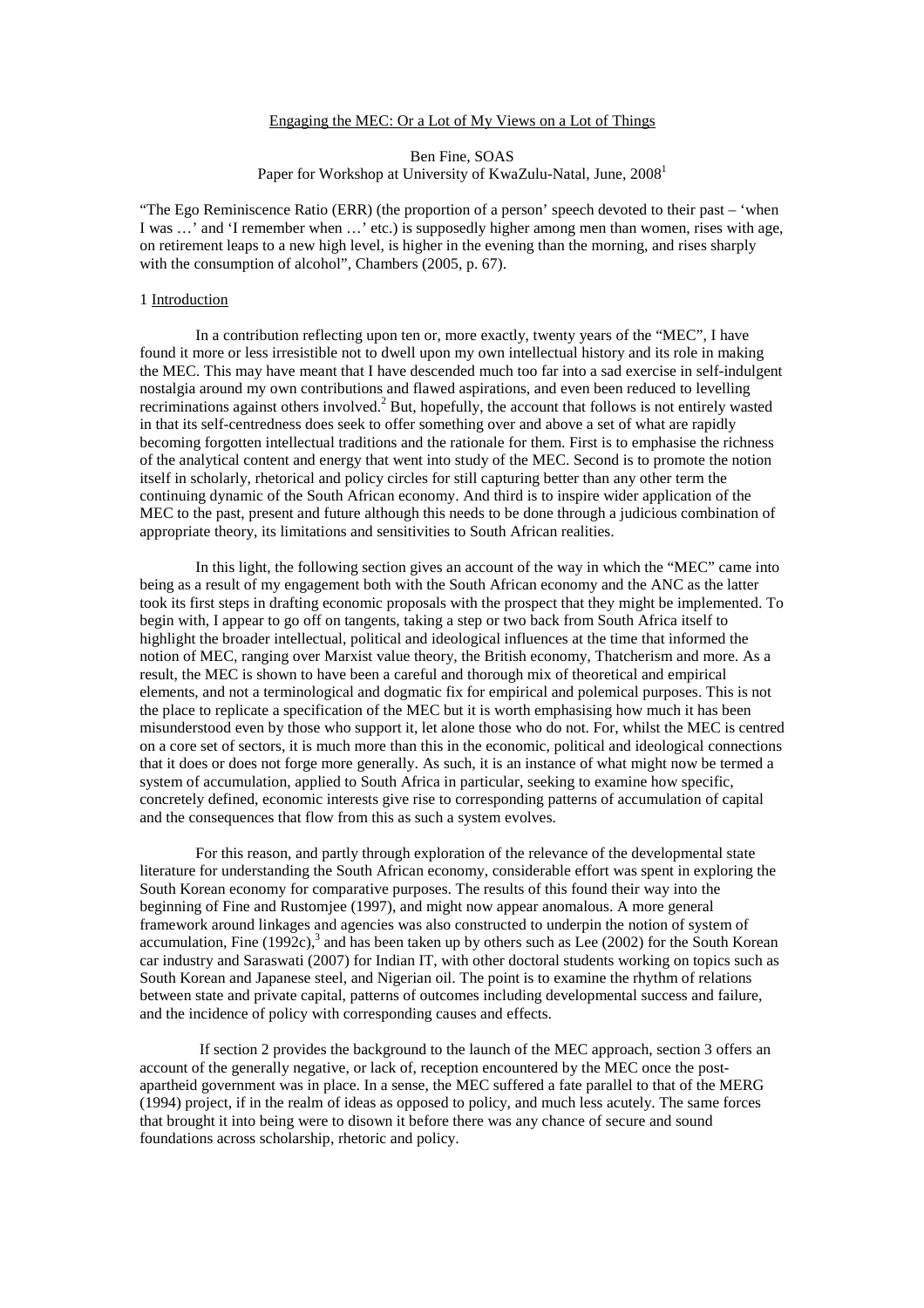# Engaging the MEC: Or a Lot of My Views on a Lot of Things

Ben Fine, SOAS
Paper for Workshop at University of KwaZulu-Natal, June, 2008[1]

"The Ego Reminiscence Ratio (ERR) (the proportion of a person' speech devoted to their past – 'when I was …' and 'I remember when …' etc.) is supposedly higher among men than women, rises with age, on retirement leaps to a new high level, is higher in the evening than the morning, and rises sharply with the consumption of alcohol", Chambers (2005, p. 67).

## 1 Introduction

In a contribution reflecting upon ten or, more exactly, twenty years of the "MEC", I have found it more or less irresistible not to dwell upon my own intellectual history and its role in making the MEC. This may have meant that I have descended much too far into a sad exercise in self-indulgent nostalgia around my own contributions and flawed aspirations, and even been reduced to levelling recriminations against others involved.[2] But, hopefully, the account that follows is not entirely wasted in that its self-centredness does seek to offer something over and above a set of what are rapidly becoming forgotten intellectual traditions and the rationale for them. First is to emphasise the richness of the analytical content and energy that went into study of the MEC. Second is to promote the notion itself in scholarly, rhetorical and policy circles for still capturing better than any other term the continuing dynamic of the South African economy. And third is to inspire wider application of the MEC to the past, present and future although this needs to be done through a judicious combination of appropriate theory, its limitations and sensitivities to South African realities.

In this light, the following section gives an account of the way in which the "MEC" came into being as a result of my engagement both with the South African economy and the ANC as the latter took its first steps in drafting economic proposals with the prospect that they might be implemented. To begin with, I appear to go off on tangents, taking a step or two back from South Africa itself to highlight the broader intellectual, political and ideological influences at the time that informed the notion of MEC, ranging over Marxist value theory, the British economy, Thatcherism and more. As a result, the MEC is shown to have been a careful and thorough mix of theoretical and empirical elements, and not a terminological and dogmatic fix for empirical and polemical purposes. This is not the place to replicate a specification of the MEC but it is worth emphasising how much it has been misunderstood even by those who support it, let alone those who do not. For, whilst the MEC is centred on a core set of sectors, it is much more than this in the economic, political and ideological connections that it does or does not forge more generally. As such, it is an instance of what might now be termed a system of accumulation, applied to South Africa in particular, seeking to examine how specific, concretely defined, economic interests give rise to corresponding patterns of accumulation of capital and the consequences that flow from this as such a system evolves.

For this reason, and partly through exploration of the relevance of the developmental state literature for understanding the South African economy, considerable effort was spent in exploring the South Korean economy for comparative purposes. The results of this found their way into the beginning of Fine and Rustomjee (1997), and might now appear anomalous. A more general framework around linkages and agencies was also constructed to underpin the notion of system of accumulation, Fine (1992c),[3] and has been taken up by others such as Lee (2002) for the South Korean car industry and Saraswati (2007) for Indian IT, with other doctoral students working on topics such as South Korean and Japanese steel, and Nigerian oil. The point is to examine the rhythm of relations between state and private capital, patterns of outcomes including developmental success and failure, and the incidence of policy with corresponding causes and effects.

If section 2 provides the background to the launch of the MEC approach, section 3 offers an account of the generally negative, or lack of, reception encountered by the MEC once the post-apartheid government was in place. In a sense, the MEC suffered a fate parallel to that of the MERG (1994) project, if in the realm of ideas as opposed to policy, and much less acutely. The same forces that brought it into being were to disown it before there was any chance of secure and sound foundations across scholarship, rhetoric and policy.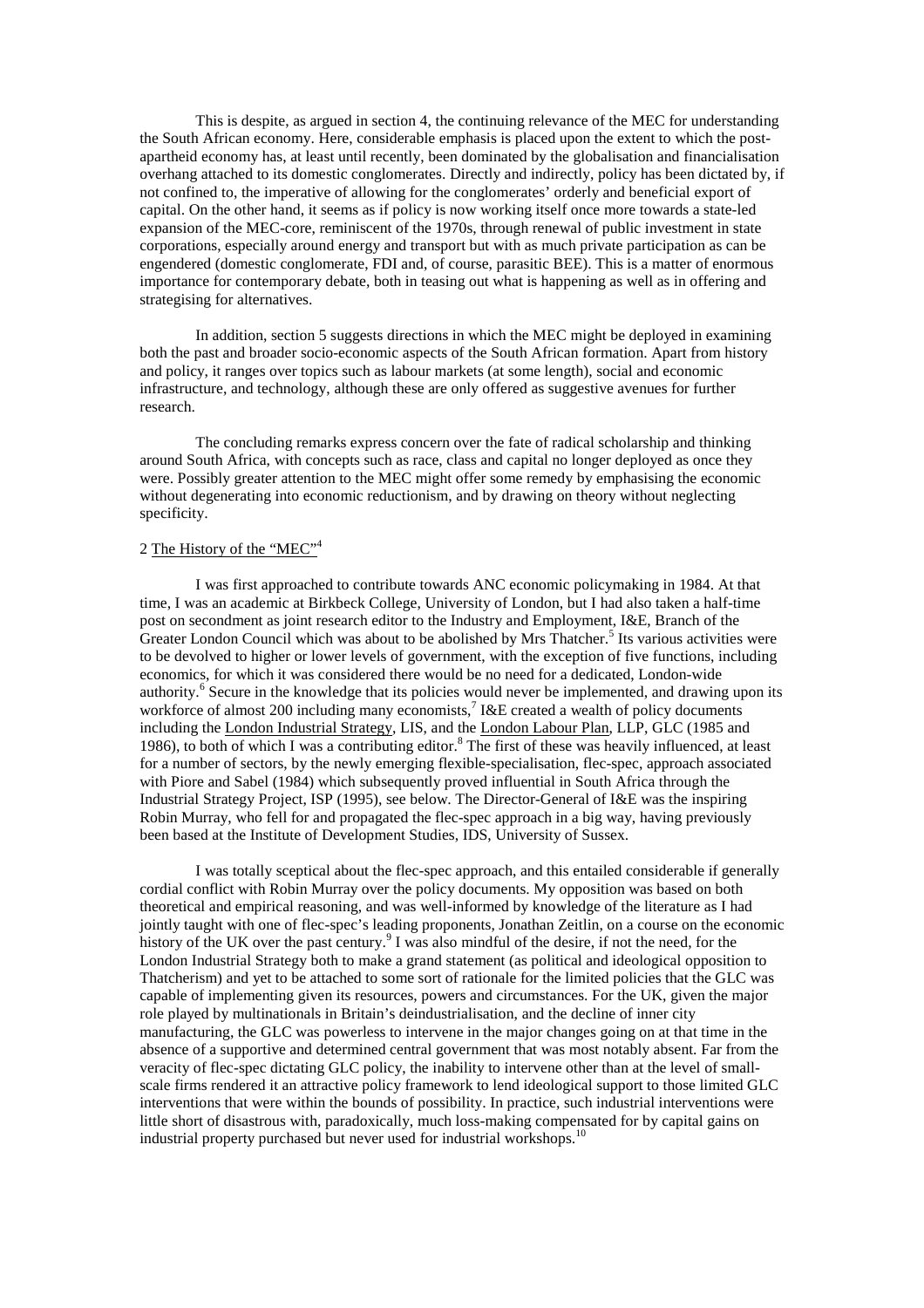This is despite, as argued in section 4, the continuing relevance of the MEC for understanding the South African economy. Here, considerable emphasis is placed upon the extent to which the post-apartheid economy has, at least until recently, been dominated by the globalisation and financialisation overhang attached to its domestic conglomerates. Directly and indirectly, policy has been dictated by, if not confined to, the imperative of allowing for the conglomerates' orderly and beneficial export of capital. On the other hand, it seems as if policy is now working itself once more towards a state-led expansion of the MEC-core, reminiscent of the 1970s, through renewal of public investment in state corporations, especially around energy and transport but with as much private participation as can be engendered (domestic conglomerate, FDI and, of course, parasitic BEE). This is a matter of enormous importance for contemporary debate, both in teasing out what is happening as well as in offering and strategising for alternatives.

In addition, section 5 suggests directions in which the MEC might be deployed in examining both the past and broader socio-economic aspects of the South African formation. Apart from history and policy, it ranges over topics such as labour markets (at some length), social and economic infrastructure, and technology, although these are only offered as suggestive avenues for further research.

The concluding remarks express concern over the fate of radical scholarship and thinking around South Africa, with concepts such as race, class and capital no longer deployed as once they were. Possibly greater attention to the MEC might offer some remedy by emphasising the economic without degenerating into economic reductionism, and by drawing on theory without neglecting specificity.

## 2 The History of the "MEC"[4]

I was first approached to contribute towards ANC economic policymaking in 1984. At that time, I was an academic at Birkbeck College, University of London, but I had also taken a half-time post on secondment as joint research editor to the Industry and Employment, I&E, Branch of the Greater London Council which was about to be abolished by Mrs Thatcher.[5] Its various activities were to be devolved to higher or lower levels of government, with the exception of five functions, including economics, for which it was considered there would be no need for a dedicated, London-wide authority.[6] Secure in the knowledge that its policies would never be implemented, and drawing upon its workforce of almost 200 including many economists,[7] I&E created a wealth of policy documents including the London Industrial Strategy, LIS, and the London Labour Plan, LLP, GLC (1985 and 1986), to both of which I was a contributing editor.[8] The first of these was heavily influenced, at least for a number of sectors, by the newly emerging flexible-specialisation, flec-spec, approach associated with Piore and Sabel (1984) which subsequently proved influential in South Africa through the Industrial Strategy Project, ISP (1995), see below. The Director-General of I&E was the inspiring Robin Murray, who fell for and propagated the flec-spec approach in a big way, having previously been based at the Institute of Development Studies, IDS, University of Sussex.

I was totally sceptical about the flec-spec approach, and this entailed considerable if generally cordial conflict with Robin Murray over the policy documents. My opposition was based on both theoretical and empirical reasoning, and was well-informed by knowledge of the literature as I had jointly taught with one of flec-spec's leading proponents, Jonathan Zeitlin, on a course on the economic history of the UK over the past century.[9] I was also mindful of the desire, if not the need, for the London Industrial Strategy both to make a grand statement (as political and ideological opposition to Thatcherism) and yet to be attached to some sort of rationale for the limited policies that the GLC was capable of implementing given its resources, powers and circumstances. For the UK, given the major role played by multinationals in Britain's deindustrialisation, and the decline of inner city manufacturing, the GLC was powerless to intervene in the major changes going on at that time in the absence of a supportive and determined central government that was most notably absent. Far from the veracity of flec-spec dictating GLC policy, the inability to intervene other than at the level of small-scale firms rendered it an attractive policy framework to lend ideological support to those limited GLC interventions that were within the bounds of possibility. In practice, such industrial interventions were little short of disastrous with, paradoxically, much loss-making compensated for by capital gains on industrial property purchased but never used for industrial workshops.[10]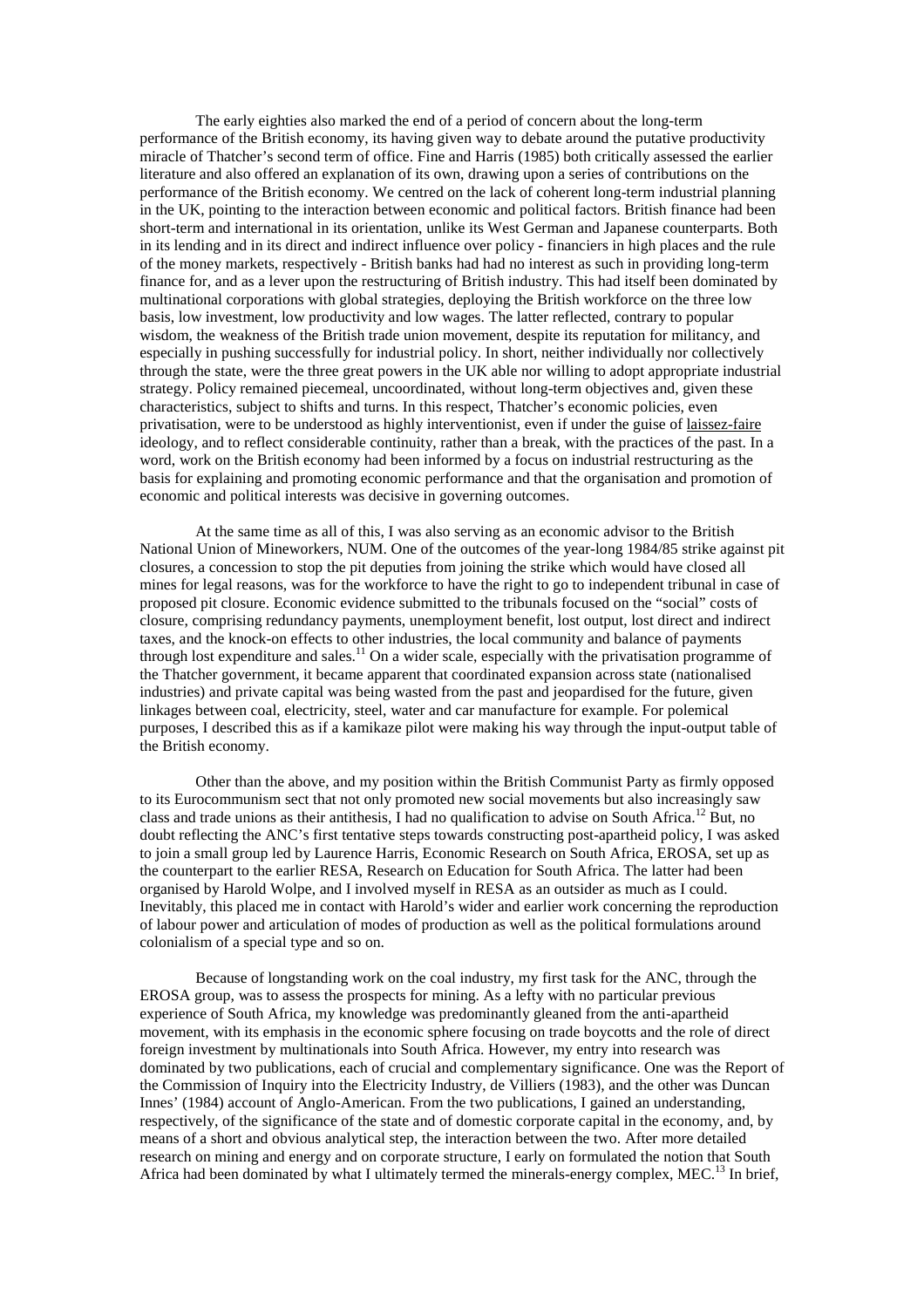The early eighties also marked the end of a period of concern about the long-term performance of the British economy, its having given way to debate around the putative productivity miracle of Thatcher's second term of office. Fine and Harris (1985) both critically assessed the earlier literature and also offered an explanation of its own, drawing upon a series of contributions on the performance of the British economy. We centred on the lack of coherent long-term industrial planning in the UK, pointing to the interaction between economic and political factors. British finance had been short-term and international in its orientation, unlike its West German and Japanese counterparts. Both in its lending and in its direct and indirect influence over policy - financiers in high places and the rule of the money markets, respectively - British banks had had no interest as such in providing long-term finance for, and as a lever upon the restructuring of British industry. This had itself been dominated by multinational corporations with global strategies, deploying the British workforce on the three low basis, low investment, low productivity and low wages. The latter reflected, contrary to popular wisdom, the weakness of the British trade union movement, despite its reputation for militancy, and especially in pushing successfully for industrial policy. In short, neither individually nor collectively through the state, were the three great powers in the UK able nor willing to adopt appropriate industrial strategy. Policy remained piecemeal, uncoordinated, without long-term objectives and, given these characteristics, subject to shifts and turns. In this respect, Thatcher's economic policies, even privatisation, were to be understood as highly interventionist, even if under the guise of laissez-faire ideology, and to reflect considerable continuity, rather than a break, with the practices of the past. In a word, work on the British economy had been informed by a focus on industrial restructuring as the basis for explaining and promoting economic performance and that the organisation and promotion of economic and political interests was decisive in governing outcomes.

At the same time as all of this, I was also serving as an economic advisor to the British National Union of Mineworkers, NUM. One of the outcomes of the year-long 1984/85 strike against pit closures, a concession to stop the pit deputies from joining the strike which would have closed all mines for legal reasons, was for the workforce to have the right to go to independent tribunal in case of proposed pit closure. Economic evidence submitted to the tribunals focused on the "social" costs of closure, comprising redundancy payments, unemployment benefit, lost output, lost direct and indirect taxes, and the knock-on effects to other industries, the local community and balance of payments through lost expenditure and sales.[11] On a wider scale, especially with the privatisation programme of the Thatcher government, it became apparent that coordinated expansion across state (nationalised industries) and private capital was being wasted from the past and jeopardised for the future, given linkages between coal, electricity, steel, water and car manufacture for example. For polemical purposes, I described this as if a kamikaze pilot were making his way through the input-output table of the British economy.

Other than the above, and my position within the British Communist Party as firmly opposed to its Eurocommunism sect that not only promoted new social movements but also increasingly saw class and trade unions as their antithesis, I had no qualification to advise on South Africa.[12] But, no doubt reflecting the ANC's first tentative steps towards constructing post-apartheid policy, I was asked to join a small group led by Laurence Harris, Economic Research on South Africa, EROSA, set up as the counterpart to the earlier RESA, Research on Education for South Africa. The latter had been organised by Harold Wolpe, and I involved myself in RESA as an outsider as much as I could. Inevitably, this placed me in contact with Harold's wider and earlier work concerning the reproduction of labour power and articulation of modes of production as well as the political formulations around colonialism of a special type and so on.

Because of longstanding work on the coal industry, my first task for the ANC, through the EROSA group, was to assess the prospects for mining. As a lefty with no particular previous experience of South Africa, my knowledge was predominantly gleaned from the anti-apartheid movement, with its emphasis in the economic sphere focusing on trade boycotts and the role of direct foreign investment by multinationals into South Africa. However, my entry into research was dominated by two publications, each of crucial and complementary significance. One was the Report of the Commission of Inquiry into the Electricity Industry, de Villiers (1983), and the other was Duncan Innes' (1984) account of Anglo-American. From the two publications, I gained an understanding, respectively, of the significance of the state and of domestic corporate capital in the economy, and, by means of a short and obvious analytical step, the interaction between the two. After more detailed research on mining and energy and on corporate structure, I early on formulated the notion that South Africa had been dominated by what I ultimately termed the minerals-energy complex, MEC.[13] In brief,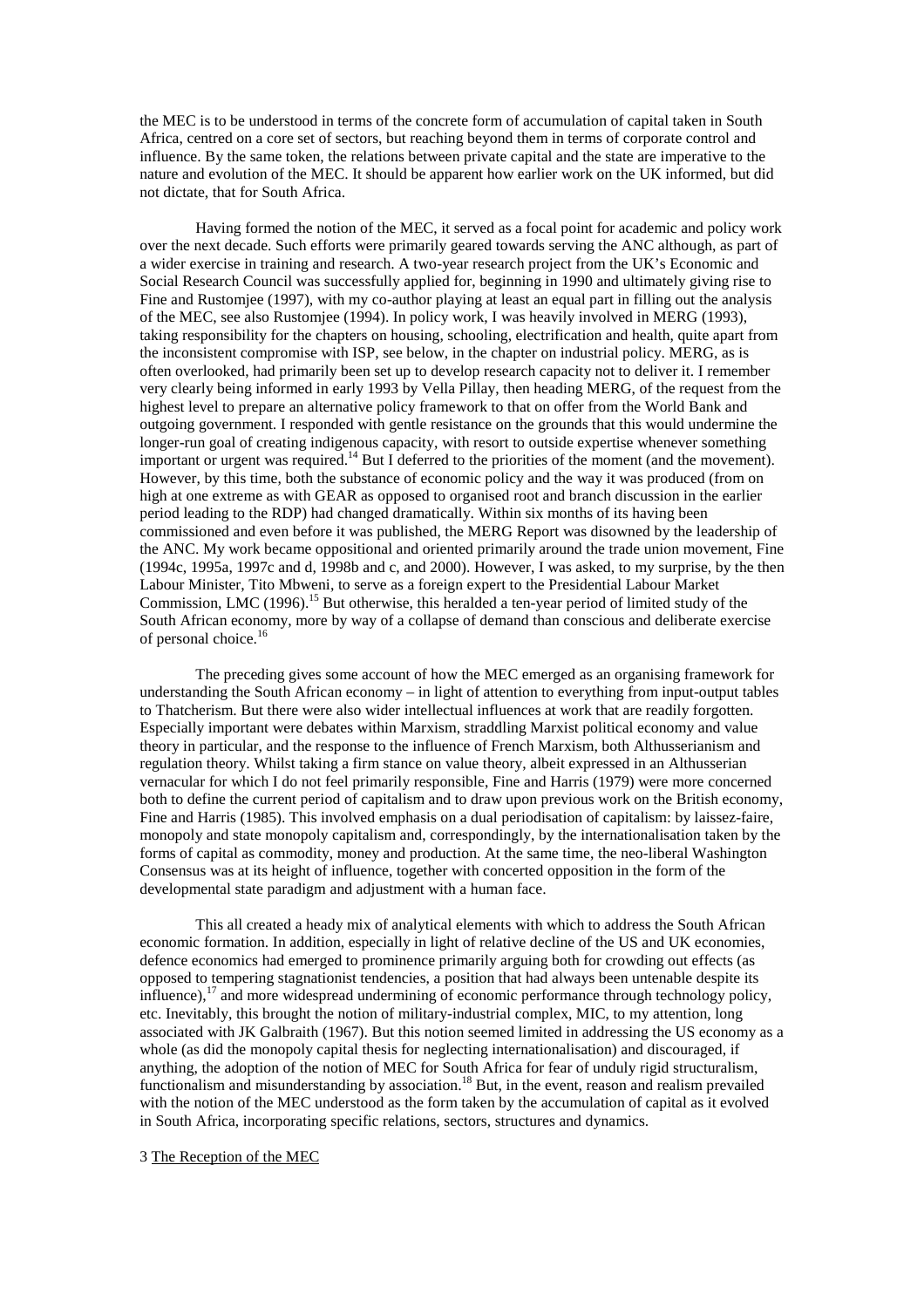the MEC is to be understood in terms of the concrete form of accumulation of capital taken in South Africa, centred on a core set of sectors, but reaching beyond them in terms of corporate control and influence. By the same token, the relations between private capital and the state are imperative to the nature and evolution of the MEC. It should be apparent how earlier work on the UK informed, but did not dictate, that for South Africa.

Having formed the notion of the MEC, it served as a focal point for academic and policy work over the next decade. Such efforts were primarily geared towards serving the ANC although, as part of a wider exercise in training and research. A two-year research project from the UK's Economic and Social Research Council was successfully applied for, beginning in 1990 and ultimately giving rise to Fine and Rustomjee (1997), with my co-author playing at least an equal part in filling out the analysis of the MEC, see also Rustomjee (1994). In policy work, I was heavily involved in MERG (1993), taking responsibility for the chapters on housing, schooling, electrification and health, quite apart from the inconsistent compromise with ISP, see below, in the chapter on industrial policy. MERG, as is often overlooked, had primarily been set up to develop research capacity not to deliver it. I remember very clearly being informed in early 1993 by Vella Pillay, then heading MERG, of the request from the highest level to prepare an alternative policy framework to that on offer from the World Bank and outgoing government. I responded with gentle resistance on the grounds that this would undermine the longer-run goal of creating indigenous capacity, with resort to outside expertise whenever something important or urgent was required.[14] But I deferred to the priorities of the moment (and the movement). However, by this time, both the substance of economic policy and the way it was produced (from on high at one extreme as with GEAR as opposed to organised root and branch discussion in the earlier period leading to the RDP) had changed dramatically. Within six months of its having been commissioned and even before it was published, the MERG Report was disowned by the leadership of the ANC. My work became oppositional and oriented primarily around the trade union movement, Fine (1994c, 1995a, 1997c and d, 1998b and c, and 2000). However, I was asked, to my surprise, by the then Labour Minister, Tito Mbweni, to serve as a foreign expert to the Presidential Labour Market Commission, LMC (1996).[15] But otherwise, this heralded a ten-year period of limited study of the South African economy, more by way of a collapse of demand than conscious and deliberate exercise of personal choice.[16]

The preceding gives some account of how the MEC emerged as an organising framework for understanding the South African economy – in light of attention to everything from input-output tables to Thatcherism. But there were also wider intellectual influences at work that are readily forgotten. Especially important were debates within Marxism, straddling Marxist political economy and value theory in particular, and the response to the influence of French Marxism, both Althusserianism and regulation theory. Whilst taking a firm stance on value theory, albeit expressed in an Althusserian vernacular for which I do not feel primarily responsible, Fine and Harris (1979) were more concerned both to define the current period of capitalism and to draw upon previous work on the British economy, Fine and Harris (1985). This involved emphasis on a dual periodisation of capitalism: by laissez-faire, monopoly and state monopoly capitalism and, correspondingly, by the internationalisation taken by the forms of capital as commodity, money and production. At the same time, the neo-liberal Washington Consensus was at its height of influence, together with concerted opposition in the form of the developmental state paradigm and adjustment with a human face.

This all created a heady mix of analytical elements with which to address the South African economic formation. In addition, especially in light of relative decline of the US and UK economies, defence economics had emerged to prominence primarily arguing both for crowding out effects (as opposed to tempering stagnationist tendencies, a position that had always been untenable despite its influence),[17] and more widespread undermining of economic performance through technology policy, etc. Inevitably, this brought the notion of military-industrial complex, MIC, to my attention, long associated with JK Galbraith (1967). But this notion seemed limited in addressing the US economy as a whole (as did the monopoly capital thesis for neglecting internationalisation) and discouraged, if anything, the adoption of the notion of MEC for South Africa for fear of unduly rigid structuralism, functionalism and misunderstanding by association.[18] But, in the event, reason and realism prevailed with the notion of the MEC understood as the form taken by the accumulation of capital as it evolved in South Africa, incorporating specific relations, sectors, structures and dynamics.

## 3 The Reception of the MEC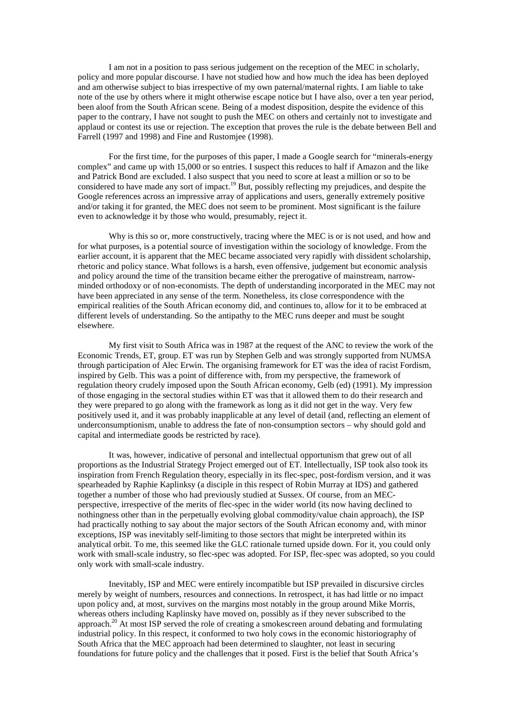I am not in a position to pass serious judgement on the reception of the MEC in scholarly, policy and more popular discourse. I have not studied how and how much the idea has been deployed and am otherwise subject to bias irrespective of my own paternal/maternal rights. I am liable to take note of the use by others where it might otherwise escape notice but I have also, over a ten year period, been aloof from the South African scene. Being of a modest disposition, despite the evidence of this paper to the contrary, I have not sought to push the MEC on others and certainly not to investigate and applaud or contest its use or rejection. The exception that proves the rule is the debate between Bell and Farrell (1997 and 1998) and Fine and Rustomjee (1998).

For the first time, for the purposes of this paper, I made a Google search for "minerals-energy complex" and came up with 15,000 or so entries. I suspect this reduces to half if Amazon and the like and Patrick Bond are excluded. I also suspect that you need to score at least a million or so to be considered to have made any sort of impact.[19] But, possibly reflecting my prejudices, and despite the Google references across an impressive array of applications and users, generally extremely positive and/or taking it for granted, the MEC does not seem to be prominent. Most significant is the failure even to acknowledge it by those who would, presumably, reject it.

Why is this so or, more constructively, tracing where the MEC is or is not used, and how and for what purposes, is a potential source of investigation within the sociology of knowledge. From the earlier account, it is apparent that the MEC became associated very rapidly with dissident scholarship, rhetoric and policy stance. What follows is a harsh, even offensive, judgement but economic analysis and policy around the time of the transition became either the prerogative of mainstream, narrow-minded orthodoxy or of non-economists. The depth of understanding incorporated in the MEC may not have been appreciated in any sense of the term. Nonetheless, its close correspondence with the empirical realities of the South African economy did, and continues to, allow for it to be embraced at different levels of understanding. So the antipathy to the MEC runs deeper and must be sought elsewhere.

My first visit to South Africa was in 1987 at the request of the ANC to review the work of the Economic Trends, ET, group. ET was run by Stephen Gelb and was strongly supported from NUMSA through participation of Alec Erwin. The organising framework for ET was the idea of racist Fordism, inspired by Gelb. This was a point of difference with, from my perspective, the framework of regulation theory crudely imposed upon the South African economy, Gelb (ed) (1991). My impression of those engaging in the sectoral studies within ET was that it allowed them to do their research and they were prepared to go along with the framework as long as it did not get in the way. Very few positively used it, and it was probably inapplicable at any level of detail (and, reflecting an element of underconsumptionism, unable to address the fate of non-consumption sectors – why should gold and capital and intermediate goods be restricted by race).

It was, however, indicative of personal and intellectual opportunism that grew out of all proportions as the Industrial Strategy Project emerged out of ET. Intellectually, ISP took also took its inspiration from French Regulation theory, especially in its flec-spec, post-fordism version, and it was spearheaded by Raphie Kaplinksy (a disciple in this respect of Robin Murray at IDS) and gathered together a number of those who had previously studied at Sussex. Of course, from an MEC-perspective, irrespective of the merits of flec-spec in the wider world (its now having declined to nothingness other than in the perpetually evolving global commodity/value chain approach), the ISP had practically nothing to say about the major sectors of the South African economy and, with minor exceptions, ISP was inevitably self-limiting to those sectors that might be interpreted within its analytical orbit. To me, this seemed like the GLC rationale turned upside down. For it, you could only work with small-scale industry, so flec-spec was adopted. For ISP, flec-spec was adopted, so you could only work with small-scale industry.

Inevitably, ISP and MEC were entirely incompatible but ISP prevailed in discursive circles merely by weight of numbers, resources and connections. In retrospect, it has had little or no impact upon policy and, at most, survives on the margins most notably in the group around Mike Morris, whereas others including Kaplinsky have moved on, possibly as if they never subscribed to the approach.[20] At most ISP served the role of creating a smokescreen around debating and formulating industrial policy. In this respect, it conformed to two holy cows in the economic historiography of South Africa that the MEC approach had been determined to slaughter, not least in securing foundations for future policy and the challenges that it posed. First is the belief that South Africa's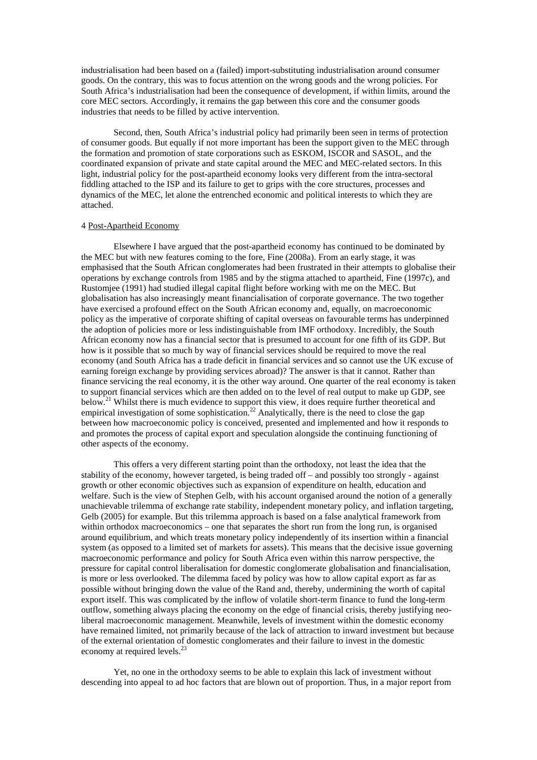industrialisation had been based on a (failed) import-substituting industrialisation around consumer goods. On the contrary, this was to focus attention on the wrong goods and the wrong policies. For South Africa's industrialisation had been the consequence of development, if within limits, around the core MEC sectors. Accordingly, it remains the gap between this core and the consumer goods industries that needs to be filled by active intervention.

Second, then, South Africa's industrial policy had primarily been seen in terms of protection of consumer goods. But equally if not more important has been the support given to the MEC through the formation and promotion of state corporations such as ESKOM, ISCOR and SASOL, and the coordinated expansion of private and state capital around the MEC and MEC-related sectors. In this light, industrial policy for the post-apartheid economy looks very different from the intra-sectoral fiddling attached to the ISP and its failure to get to grips with the core structures, processes and dynamics of the MEC, let alone the entrenched economic and political interests to which they are attached.

## 4 Post-Apartheid Economy

Elsewhere I have argued that the post-apartheid economy has continued to be dominated by the MEC but with new features coming to the fore, Fine (2008a). From an early stage, it was emphasised that the South African conglomerates had been frustrated in their attempts to globalise their operations by exchange controls from 1985 and by the stigma attached to apartheid, Fine (1997c), and Rustomjee (1991) had studied illegal capital flight before working with me on the MEC. But globalisation has also increasingly meant financialisation of corporate governance. The two together have exercised a profound effect on the South African economy and, equally, on macroeconomic policy as the imperative of corporate shifting of capital overseas on favourable terms has underpinned the adoption of policies more or less indistinguishable from IMF orthodoxy. Incredibly, the South African economy now has a financial sector that is presumed to account for one fifth of its GDP. But how is it possible that so much by way of financial services should be required to move the real economy (and South Africa has a trade deficit in financial services and so cannot use the UK excuse of earning foreign exchange by providing services abroad)? The answer is that it cannot. Rather than finance servicing the real economy, it is the other way around. One quarter of the real economy is taken to support financial services which are then added on to the level of real output to make up GDP, see below.[21] Whilst there is much evidence to support this view, it does require further theoretical and empirical investigation of some sophistication.[22] Analytically, there is the need to close the gap between how macroeconomic policy is conceived, presented and implemented and how it responds to and promotes the process of capital export and speculation alongside the continuing functioning of other aspects of the economy.

This offers a very different starting point than the orthodoxy, not least the idea that the stability of the economy, however targeted, is being traded off – and possibly too strongly - against growth or other economic objectives such as expansion of expenditure on health, education and welfare. Such is the view of Stephen Gelb, with his account organised around the notion of a generally unachievable trilemma of exchange rate stability, independent monetary policy, and inflation targeting, Gelb (2005) for example. But this trilemma approach is based on a false analytical framework from within orthodox macroeconomics – one that separates the short run from the long run, is organised around equilibrium, and which treats monetary policy independently of its insertion within a financial system (as opposed to a limited set of markets for assets). This means that the decisive issue governing macroeconomic performance and policy for South Africa even within this narrow perspective, the pressure for capital control liberalisation for domestic conglomerate globalisation and financialisation, is more or less overlooked. The dilemma faced by policy was how to allow capital export as far as possible without bringing down the value of the Rand and, thereby, undermining the worth of capital export itself. This was complicated by the inflow of volatile short-term finance to fund the long-term outflow, something always placing the economy on the edge of financial crisis, thereby justifying neo-liberal macroeconomic management. Meanwhile, levels of investment within the domestic economy have remained limited, not primarily because of the lack of attraction to inward investment but because of the external orientation of domestic conglomerates and their failure to invest in the domestic economy at required levels.[23]

Yet, no one in the orthodoxy seems to be able to explain this lack of investment without descending into appeal to ad hoc factors that are blown out of proportion. Thus, in a major report from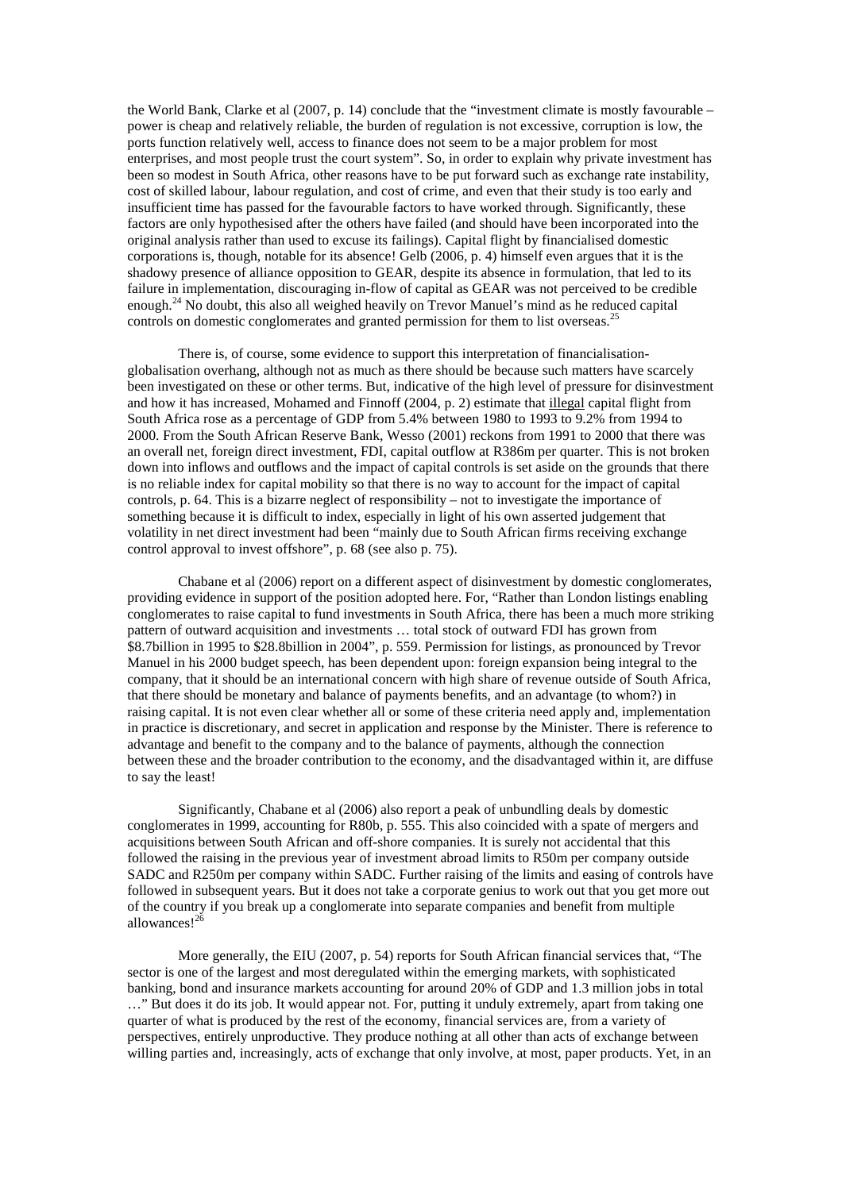the World Bank, Clarke et al (2007, p. 14) conclude that the "investment climate is mostly favourable – power is cheap and relatively reliable, the burden of regulation is not excessive, corruption is low, the ports function relatively well, access to finance does not seem to be a major problem for most enterprises, and most people trust the court system". So, in order to explain why private investment has been so modest in South Africa, other reasons have to be put forward such as exchange rate instability, cost of skilled labour, labour regulation, and cost of crime, and even that their study is too early and insufficient time has passed for the favourable factors to have worked through. Significantly, these factors are only hypothesised after the others have failed (and should have been incorporated into the original analysis rather than used to excuse its failings). Capital flight by financialised domestic corporations is, though, notable for its absence! Gelb (2006, p. 4) himself even argues that it is the shadowy presence of alliance opposition to GEAR, despite its absence in formulation, that led to its failure in implementation, discouraging in-flow of capital as GEAR was not perceived to be credible enough.[24] No doubt, this also all weighed heavily on Trevor Manuel's mind as he reduced capital controls on domestic conglomerates and granted permission for them to list overseas.[25]

There is, of course, some evidence to support this interpretation of financialisation-globalisation overhang, although not as much as there should be because such matters have scarcely been investigated on these or other terms. But, indicative of the high level of pressure for disinvestment and how it has increased, Mohamed and Finnoff (2004, p. 2) estimate that illegal capital flight from South Africa rose as a percentage of GDP from 5.4% between 1980 to 1993 to 9.2% from 1994 to 2000. From the South African Reserve Bank, Wesso (2001) reckons from 1991 to 2000 that there was an overall net, foreign direct investment, FDI, capital outflow at R386m per quarter. This is not broken down into inflows and outflows and the impact of capital controls is set aside on the grounds that there is no reliable index for capital mobility so that there is no way to account for the impact of capital controls, p. 64. This is a bizarre neglect of responsibility – not to investigate the importance of something because it is difficult to index, especially in light of his own asserted judgement that volatility in net direct investment had been "mainly due to South African firms receiving exchange control approval to invest offshore", p. 68 (see also p. 75).

Chabane et al (2006) report on a different aspect of disinvestment by domestic conglomerates, providing evidence in support of the position adopted here. For, "Rather than London listings enabling conglomerates to raise capital to fund investments in South Africa, there has been a much more striking pattern of outward acquisition and investments … total stock of outward FDI has grown from \$8.7billion in 1995 to \$28.8billion in 2004", p. 559. Permission for listings, as pronounced by Trevor Manuel in his 2000 budget speech, has been dependent upon: foreign expansion being integral to the company, that it should be an international concern with high share of revenue outside of South Africa, that there should be monetary and balance of payments benefits, and an advantage (to whom?) in raising capital. It is not even clear whether all or some of these criteria need apply and, implementation in practice is discretionary, and secret in application and response by the Minister. There is reference to advantage and benefit to the company and to the balance of payments, although the connection between these and the broader contribution to the economy, and the disadvantaged within it, are diffuse to say the least!

Significantly, Chabane et al (2006) also report a peak of unbundling deals by domestic conglomerates in 1999, accounting for R80b, p. 555. This also coincided with a spate of mergers and acquisitions between South African and off-shore companies. It is surely not accidental that this followed the raising in the previous year of investment abroad limits to R50m per company outside SADC and R250m per company within SADC. Further raising of the limits and easing of controls have followed in subsequent years. But it does not take a corporate genius to work out that you get more out of the country if you break up a conglomerate into separate companies and benefit from multiple allowances![26]

More generally, the EIU (2007, p. 54) reports for South African financial services that, "The sector is one of the largest and most deregulated within the emerging markets, with sophisticated banking, bond and insurance markets accounting for around 20% of GDP and 1.3 million jobs in total …" But does it do its job. It would appear not. For, putting it unduly extremely, apart from taking one quarter of what is produced by the rest of the economy, financial services are, from a variety of perspectives, entirely unproductive. They produce nothing at all other than acts of exchange between willing parties and, increasingly, acts of exchange that only involve, at most, paper products. Yet, in an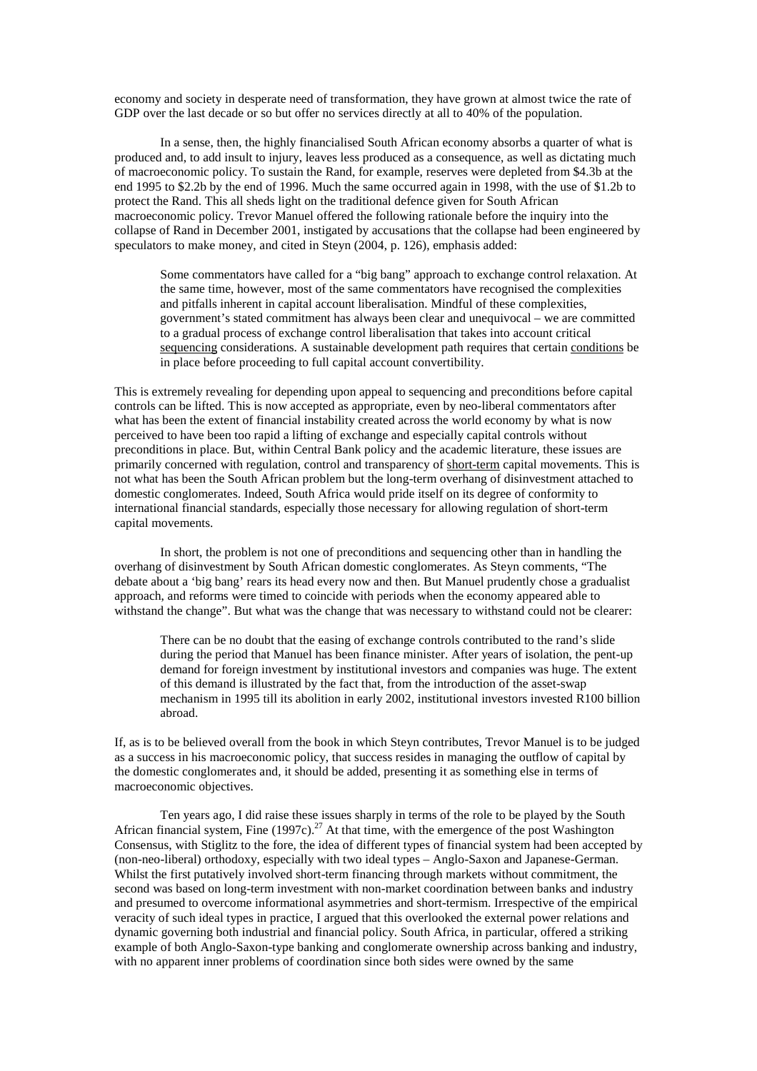economy and society in desperate need of transformation, they have grown at almost twice the rate of GDP over the last decade or so but offer no services directly at all to 40% of the population.

In a sense, then, the highly financialised South African economy absorbs a quarter of what is produced and, to add insult to injury, leaves less produced as a consequence, as well as dictating much of macroeconomic policy. To sustain the Rand, for example, reserves were depleted from \$4.3b at the end 1995 to \$2.2b by the end of 1996. Much the same occurred again in 1998, with the use of \$1.2b to protect the Rand. This all sheds light on the traditional defence given for South African macroeconomic policy. Trevor Manuel offered the following rationale before the inquiry into the collapse of Rand in December 2001, instigated by accusations that the collapse had been engineered by speculators to make money, and cited in Steyn (2004, p. 126), emphasis added:

> Some commentators have called for a "big bang" approach to exchange control relaxation. At the same time, however, most of the same commentators have recognised the complexities and pitfalls inherent in capital account liberalisation. Mindful of these complexities, government's stated commitment has always been clear and unequivocal – we are committed to a gradual process of exchange control liberalisation that takes into account critical <u>sequencing</u> considerations. A sustainable development path requires that certain <u>conditions</u> be in place before proceeding to full capital account convertibility.

This is extremely revealing for depending upon appeal to sequencing and preconditions before capital controls can be lifted. This is now accepted as appropriate, even by neo-liberal commentators after what has been the extent of financial instability created across the world economy by what is now perceived to have been too rapid a lifting of exchange and especially capital controls without preconditions in place. But, within Central Bank policy and the academic literature, these issues are primarily concerned with regulation, control and transparency of <u>short-term</u> capital movements. This is not what has been the South African problem but the long-term overhang of disinvestment attached to domestic conglomerates. Indeed, South Africa would pride itself on its degree of conformity to international financial standards, especially those necessary for allowing regulation of short-term capital movements.

In short, the problem is not one of preconditions and sequencing other than in handling the overhang of disinvestment by South African domestic conglomerates. As Steyn comments, "The debate about a 'big bang' rears its head every now and then. But Manuel prudently chose a gradualist approach, and reforms were timed to coincide with periods when the economy appeared able to withstand the change". But what was the change that was necessary to withstand could not be clearer:

> There can be no doubt that the easing of exchange controls contributed to the rand's slide during the period that Manuel has been finance minister. After years of isolation, the pent-up demand for foreign investment by institutional investors and companies was huge. The extent of this demand is illustrated by the fact that, from the introduction of the asset-swap mechanism in 1995 till its abolition in early 2002, institutional investors invested R100 billion abroad.

If, as is to be believed overall from the book in which Steyn contributes, Trevor Manuel is to be judged as a success in his macroeconomic policy, that success resides in managing the outflow of capital by the domestic conglomerates and, it should be added, presenting it as something else in terms of macroeconomic objectives.

Ten years ago, I did raise these issues sharply in terms of the role to be played by the South African financial system, Fine (1997c).[27] At that time, with the emergence of the post Washington Consensus, with Stiglitz to the fore, the idea of different types of financial system had been accepted by (non-neo-liberal) orthodoxy, especially with two ideal types – Anglo-Saxon and Japanese-German. Whilst the first putatively involved short-term financing through markets without commitment, the second was based on long-term investment with non-market coordination between banks and industry and presumed to overcome informational asymmetries and short-termism. Irrespective of the empirical veracity of such ideal types in practice, I argued that this overlooked the external power relations and dynamic governing both industrial and financial policy. South Africa, in particular, offered a striking example of both Anglo-Saxon-type banking and conglomerate ownership across banking and industry, with no apparent inner problems of coordination since both sides were owned by the same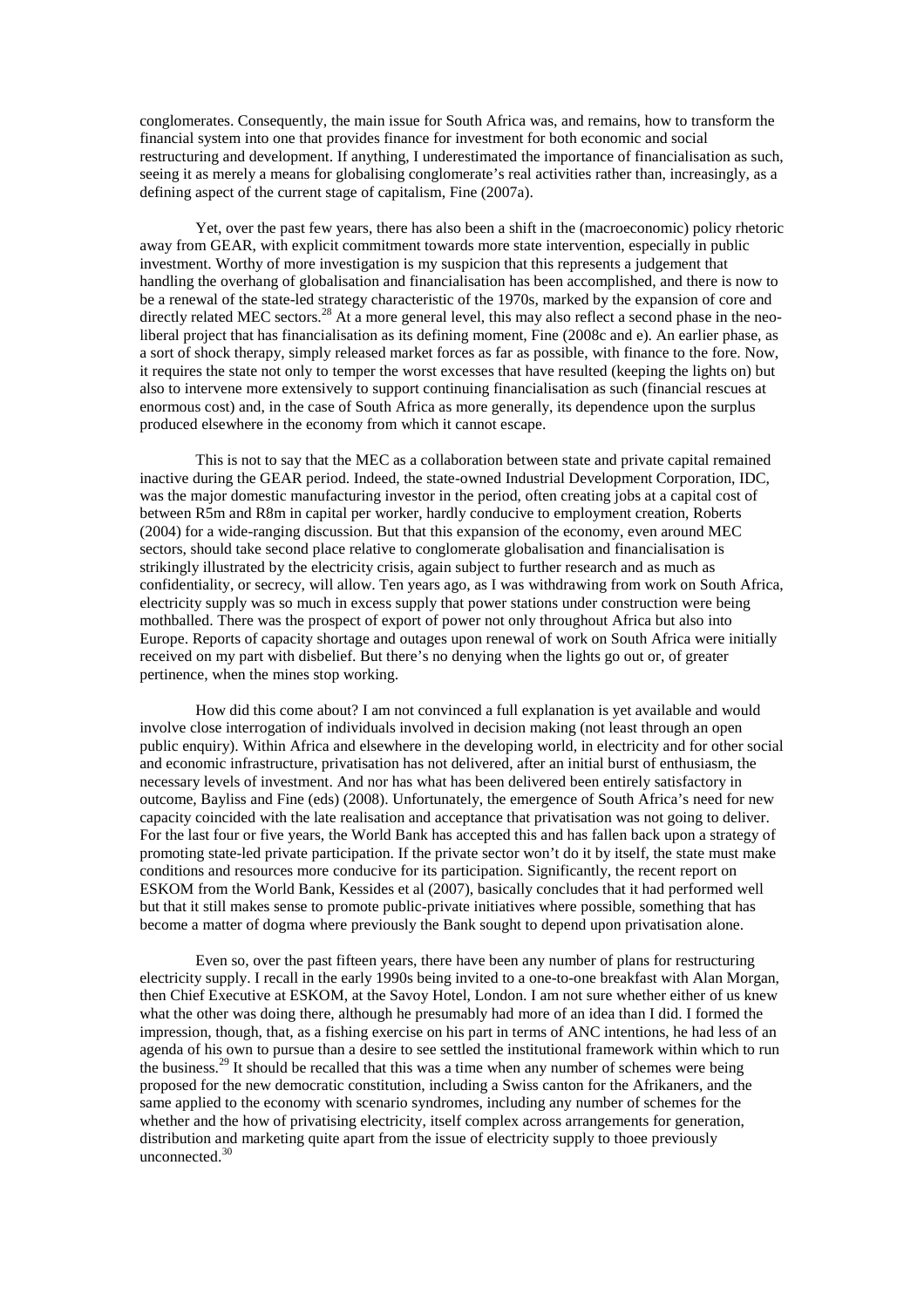conglomerates. Consequently, the main issue for South Africa was, and remains, how to transform the financial system into one that provides finance for investment for both economic and social restructuring and development. If anything, I underestimated the importance of financialisation as such, seeing it as merely a means for globalising conglomerate's real activities rather than, increasingly, as a defining aspect of the current stage of capitalism, Fine (2007a).

Yet, over the past few years, there has also been a shift in the (macroeconomic) policy rhetoric away from GEAR, with explicit commitment towards more state intervention, especially in public investment. Worthy of more investigation is my suspicion that this represents a judgement that handling the overhang of globalisation and financialisation has been accomplished, and there is now to be a renewal of the state-led strategy characteristic of the 1970s, marked by the expansion of core and directly related MEC sectors.[28] At a more general level, this may also reflect a second phase in the neo-liberal project that has financialisation as its defining moment, Fine (2008c and e). An earlier phase, as a sort of shock therapy, simply released market forces as far as possible, with finance to the fore. Now, it requires the state not only to temper the worst excesses that have resulted (keeping the lights on) but also to intervene more extensively to support continuing financialisation as such (financial rescues at enormous cost) and, in the case of South Africa as more generally, its dependence upon the surplus produced elsewhere in the economy from which it cannot escape.

This is not to say that the MEC as a collaboration between state and private capital remained inactive during the GEAR period. Indeed, the state-owned Industrial Development Corporation, IDC, was the major domestic manufacturing investor in the period, often creating jobs at a capital cost of between R5m and R8m in capital per worker, hardly conducive to employment creation, Roberts (2004) for a wide-ranging discussion. But that this expansion of the economy, even around MEC sectors, should take second place relative to conglomerate globalisation and financialisation is strikingly illustrated by the electricity crisis, again subject to further research and as much as confidentiality, or secrecy, will allow. Ten years ago, as I was withdrawing from work on South Africa, electricity supply was so much in excess supply that power stations under construction were being mothballed. There was the prospect of export of power not only throughout Africa but also into Europe. Reports of capacity shortage and outages upon renewal of work on South Africa were initially received on my part with disbelief. But there's no denying when the lights go out or, of greater pertinence, when the mines stop working.

How did this come about? I am not convinced a full explanation is yet available and would involve close interrogation of individuals involved in decision making (not least through an open public enquiry). Within Africa and elsewhere in the developing world, in electricity and for other social and economic infrastructure, privatisation has not delivered, after an initial burst of enthusiasm, the necessary levels of investment. And nor has what has been delivered been entirely satisfactory in outcome, Bayliss and Fine (eds) (2008). Unfortunately, the emergence of South Africa's need for new capacity coincided with the late realisation and acceptance that privatisation was not going to deliver. For the last four or five years, the World Bank has accepted this and has fallen back upon a strategy of promoting state-led private participation. If the private sector won't do it by itself, the state must make conditions and resources more conducive for its participation. Significantly, the recent report on ESKOM from the World Bank, Kessides et al (2007), basically concludes that it had performed well but that it still makes sense to promote public-private initiatives where possible, something that has become a matter of dogma where previously the Bank sought to depend upon privatisation alone.

Even so, over the past fifteen years, there have been any number of plans for restructuring electricity supply. I recall in the early 1990s being invited to a one-to-one breakfast with Alan Morgan, then Chief Executive at ESKOM, at the Savoy Hotel, London. I am not sure whether either of us knew what the other was doing there, although he presumably had more of an idea than I did. I formed the impression, though, that, as a fishing exercise on his part in terms of ANC intentions, he had less of an agenda of his own to pursue than a desire to see settled the institutional framework within which to run the business.[29] It should be recalled that this was a time when any number of schemes were being proposed for the new democratic constitution, including a Swiss canton for the Afrikaners, and the same applied to the economy with scenario syndromes, including any number of schemes for the whether and the how of privatising electricity, itself complex across arrangements for generation, distribution and marketing quite apart from the issue of electricity supply to thoee previously unconnected.[30]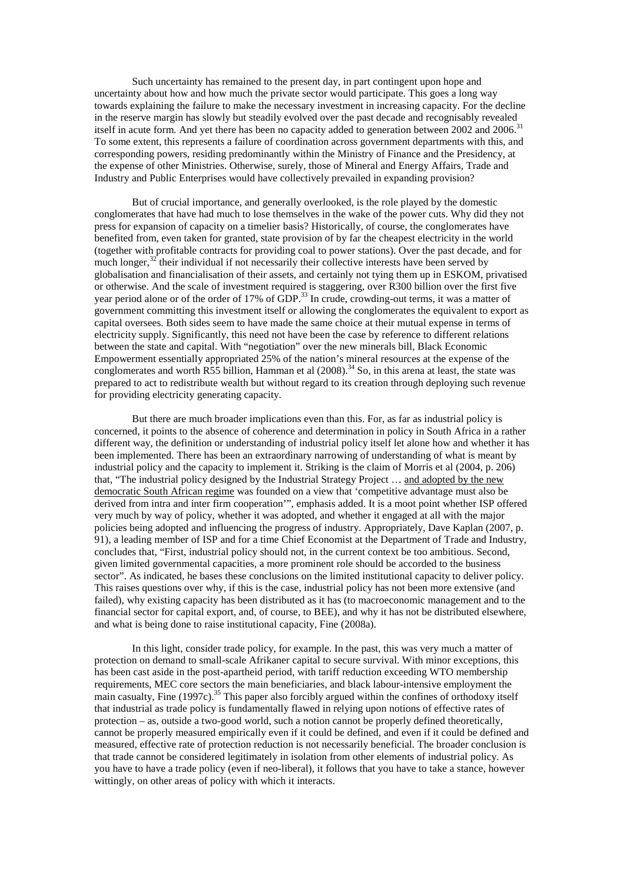Such uncertainty has remained to the present day, in part contingent upon hope and uncertainty about how and how much the private sector would participate. This goes a long way towards explaining the failure to make the necessary investment in increasing capacity. For the decline in the reserve margin has slowly but steadily evolved over the past decade and recognisably revealed itself in acute form. And yet there has been no capacity added to generation between 2002 and 2006.[31] To some extent, this represents a failure of coordination across government departments with this, and corresponding powers, residing predominantly within the Ministry of Finance and the Presidency, at the expense of other Ministries. Otherwise, surely, those of Mineral and Energy Affairs, Trade and Industry and Public Enterprises would have collectively prevailed in expanding provision?

But of crucial importance, and generally overlooked, is the role played by the domestic conglomerates that have had much to lose themselves in the wake of the power cuts. Why did they not press for expansion of capacity on a timelier basis? Historically, of course, the conglomerates have benefited from, even taken for granted, state provision of by far the cheapest electricity in the world (together with profitable contracts for providing coal to power stations). Over the past decade, and for much longer,[32] their individual if not necessarily their collective interests have been served by globalisation and financialisation of their assets, and certainly not tying them up in ESKOM, privatised or otherwise. And the scale of investment required is staggering, over R300 billion over the first five year period alone or of the order of 17% of GDP.[33] In crude, crowding-out terms, it was a matter of government committing this investment itself or allowing the conglomerates the equivalent to export as capital oversees. Both sides seem to have made the same choice at their mutual expense in terms of electricity supply. Significantly, this need not have been the case by reference to different relations between the state and capital. With "negotiation" over the new minerals bill, Black Economic Empowerment essentially appropriated 25% of the nation's mineral resources at the expense of the conglomerates and worth R55 billion, Hamman et al (2008).[34] So, in this arena at least, the state was prepared to act to redistribute wealth but without regard to its creation through deploying such revenue for providing electricity generating capacity.

But there are much broader implications even than this. For, as far as industrial policy is concerned, it points to the absence of coherence and determination in policy in South Africa in a rather different way, the definition or understanding of industrial policy itself let alone how and whether it has been implemented. There has been an extraordinary narrowing of understanding of what is meant by industrial policy and the capacity to implement it. Striking is the claim of Morris et al (2004, p. 206) that, "The industrial policy designed by the Industrial Strategy Project … <u>and adopted by the new democratic South African regime</u> was founded on a view that 'competitive advantage must also be derived from intra and inter firm cooperation'", emphasis added. It is a moot point whether ISP offered very much by way of policy, whether it was adopted, and whether it engaged at all with the major policies being adopted and influencing the progress of industry. Appropriately, Dave Kaplan (2007, p. 91), a leading member of ISP and for a time Chief Economist at the Department of Trade and Industry, concludes that, "First, industrial policy should not, in the current context be too ambitious. Second, given limited governmental capacities, a more prominent role should be accorded to the business sector". As indicated, he bases these conclusions on the limited institutional capacity to deliver policy. This raises questions over why, if this is the case, industrial policy has not been more extensive (and failed), why existing capacity has been distributed as it has (to macroeconomic management and to the financial sector for capital export, and, of course, to BEE), and why it has not be distributed elsewhere, and what is being done to raise institutional capacity, Fine (2008a).

In this light, consider trade policy, for example. In the past, this was very much a matter of protection on demand to small-scale Afrikaner capital to secure survival. With minor exceptions, this has been cast aside in the post-apartheid period, with tariff reduction exceeding WTO membership requirements, MEC core sectors the main beneficiaries, and black labour-intensive employment the main casualty, Fine (1997c).[35] This paper also forcibly argued within the confines of orthodoxy itself that industrial as trade policy is fundamentally flawed in relying upon notions of effective rates of protection – as, outside a two-good world, such a notion cannot be properly defined theoretically, cannot be properly measured empirically even if it could be defined, and even if it could be defined and measured, effective rate of protection reduction is not necessarily beneficial. The broader conclusion is that trade cannot be considered legitimately in isolation from other elements of industrial policy. As you have to have a trade policy (even if neo-liberal), it follows that you have to take a stance, however wittingly, on other areas of policy with which it interacts.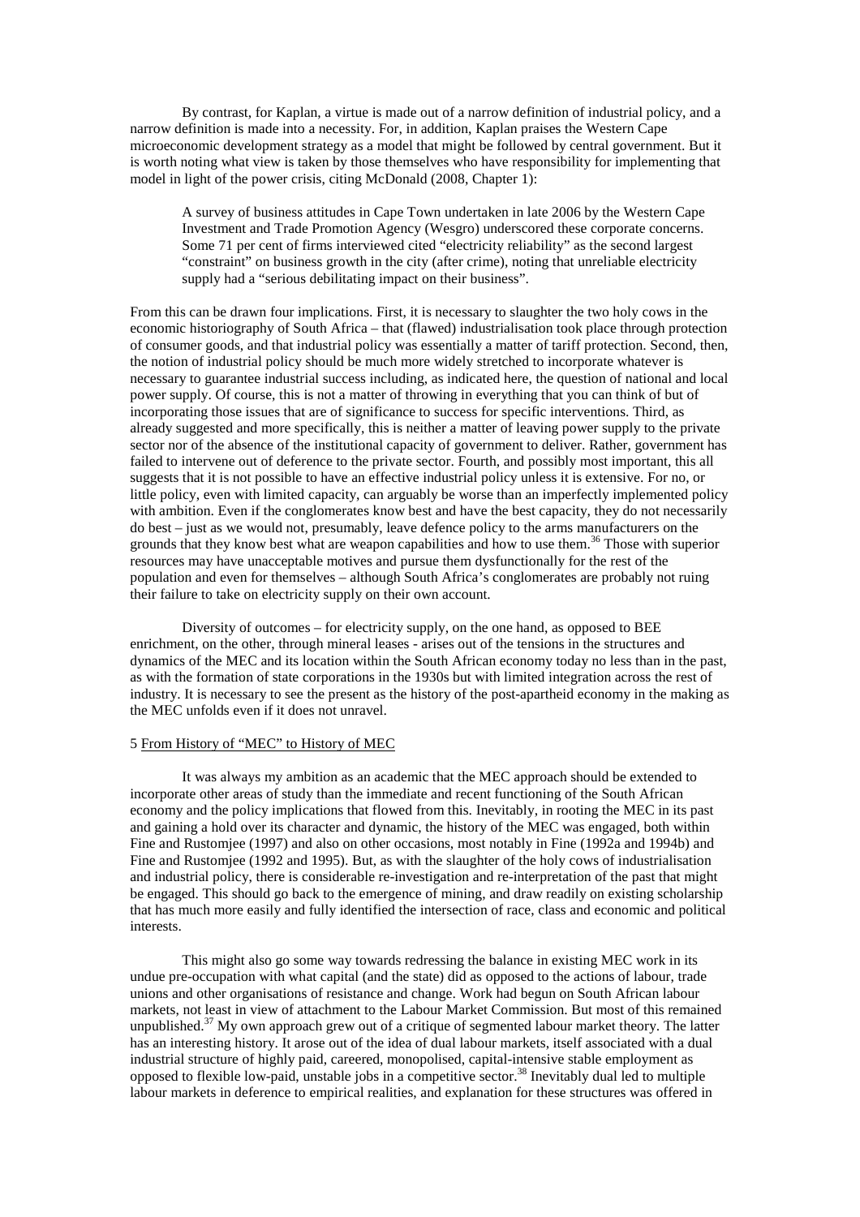By contrast, for Kaplan, a virtue is made out of a narrow definition of industrial policy, and a narrow definition is made into a necessity. For, in addition, Kaplan praises the Western Cape microeconomic development strategy as a model that might be followed by central government. But it is worth noting what view is taken by those themselves who have responsibility for implementing that model in light of the power crisis, citing McDonald (2008, Chapter 1):

> A survey of business attitudes in Cape Town undertaken in late 2006 by the Western Cape Investment and Trade Promotion Agency (Wesgro) underscored these corporate concerns. Some 71 per cent of firms interviewed cited "electricity reliability" as the second largest "constraint" on business growth in the city (after crime), noting that unreliable electricity supply had a "serious debilitating impact on their business".

From this can be drawn four implications. First, it is necessary to slaughter the two holy cows in the economic historiography of South Africa – that (flawed) industrialisation took place through protection of consumer goods, and that industrial policy was essentially a matter of tariff protection. Second, then, the notion of industrial policy should be much more widely stretched to incorporate whatever is necessary to guarantee industrial success including, as indicated here, the question of national and local power supply. Of course, this is not a matter of throwing in everything that you can think of but of incorporating those issues that are of significance to success for specific interventions. Third, as already suggested and more specifically, this is neither a matter of leaving power supply to the private sector nor of the absence of the institutional capacity of government to deliver. Rather, government has failed to intervene out of deference to the private sector. Fourth, and possibly most important, this all suggests that it is not possible to have an effective industrial policy unless it is extensive. For no, or little policy, even with limited capacity, can arguably be worse than an imperfectly implemented policy with ambition. Even if the conglomerates know best and have the best capacity, they do not necessarily do best – just as we would not, presumably, leave defence policy to the arms manufacturers on the grounds that they know best what are weapon capabilities and how to use them.[36] Those with superior resources may have unacceptable motives and pursue them dysfunctionally for the rest of the population and even for themselves – although South Africa's conglomerates are probably not ruing their failure to take on electricity supply on their own account.

Diversity of outcomes – for electricity supply, on the one hand, as opposed to BEE enrichment, on the other, through mineral leases - arises out of the tensions in the structures and dynamics of the MEC and its location within the South African economy today no less than in the past, as with the formation of state corporations in the 1930s but with limited integration across the rest of industry. It is necessary to see the present as the history of the post-apartheid economy in the making as the MEC unfolds even if it does not unravel.

## 5 From History of "MEC" to History of MEC

It was always my ambition as an academic that the MEC approach should be extended to incorporate other areas of study than the immediate and recent functioning of the South African economy and the policy implications that flowed from this. Inevitably, in rooting the MEC in its past and gaining a hold over its character and dynamic, the history of the MEC was engaged, both within Fine and Rustomjee (1997) and also on other occasions, most notably in Fine (1992a and 1994b) and Fine and Rustomjee (1992 and 1995). But, as with the slaughter of the holy cows of industrialisation and industrial policy, there is considerable re-investigation and re-interpretation of the past that might be engaged. This should go back to the emergence of mining, and draw readily on existing scholarship that has much more easily and fully identified the intersection of race, class and economic and political interests.

This might also go some way towards redressing the balance in existing MEC work in its undue pre-occupation with what capital (and the state) did as opposed to the actions of labour, trade unions and other organisations of resistance and change. Work had begun on South African labour markets, not least in view of attachment to the Labour Market Commission. But most of this remained unpublished.[37] My own approach grew out of a critique of segmented labour market theory. The latter has an interesting history. It arose out of the idea of dual labour markets, itself associated with a dual industrial structure of highly paid, careered, monopolised, capital-intensive stable employment as opposed to flexible low-paid, unstable jobs in a competitive sector.[38] Inevitably dual led to multiple labour markets in deference to empirical realities, and explanation for these structures was offered in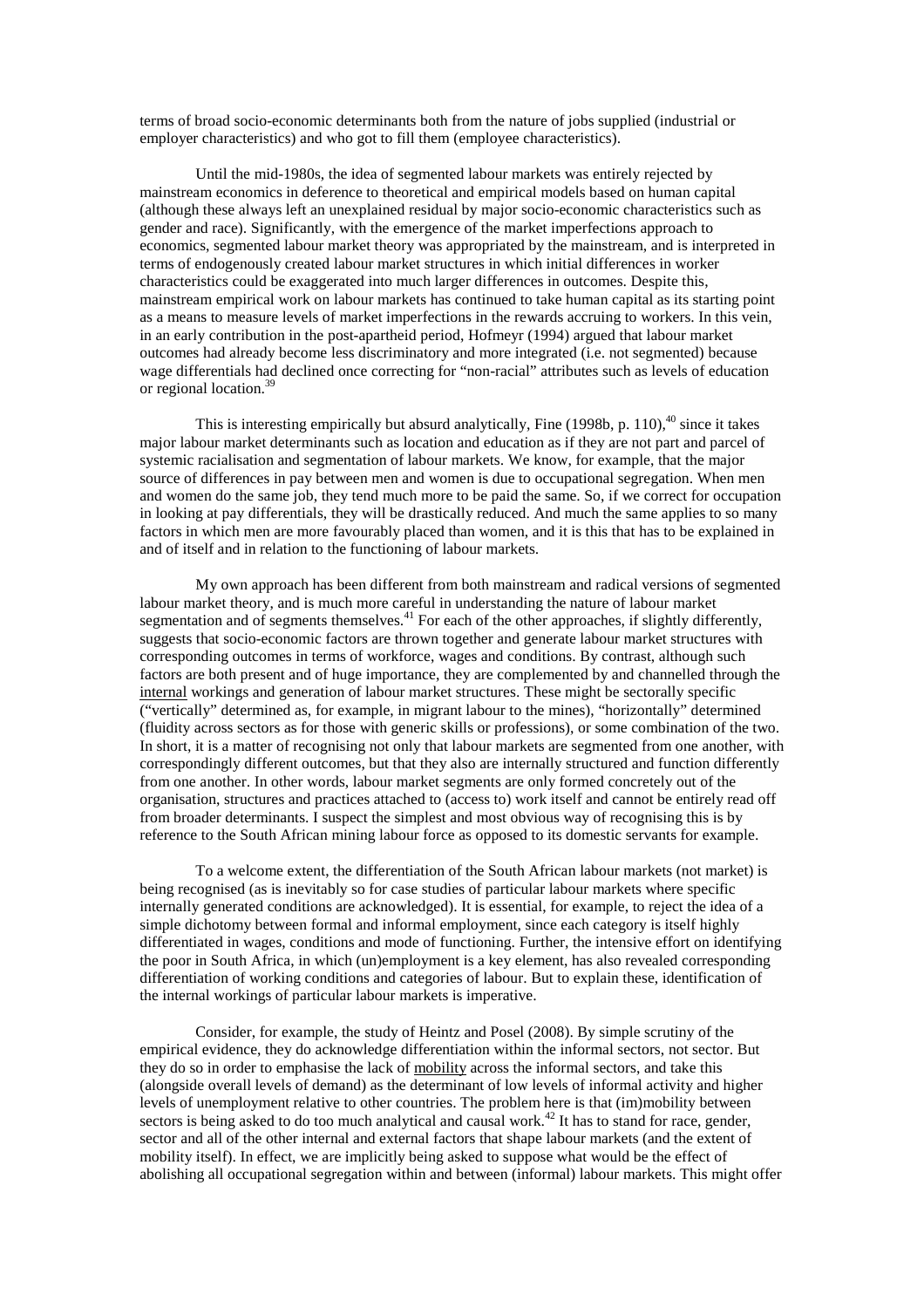terms of broad socio-economic determinants both from the nature of jobs supplied (industrial or employer characteristics) and who got to fill them (employee characteristics).

Until the mid-1980s, the idea of segmented labour markets was entirely rejected by mainstream economics in deference to theoretical and empirical models based on human capital (although these always left an unexplained residual by major socio-economic characteristics such as gender and race). Significantly, with the emergence of the market imperfections approach to economics, segmented labour market theory was appropriated by the mainstream, and is interpreted in terms of endogenously created labour market structures in which initial differences in worker characteristics could be exaggerated into much larger differences in outcomes. Despite this, mainstream empirical work on labour markets has continued to take human capital as its starting point as a means to measure levels of market imperfections in the rewards accruing to workers. In this vein, in an early contribution in the post-apartheid period, Hofmeyr (1994) argued that labour market outcomes had already become less discriminatory and more integrated (i.e. not segmented) because wage differentials had declined once correcting for "non-racial" attributes such as levels of education or regional location.[39]

This is interesting empirically but absurd analytically, Fine (1998b, p. 110),[40] since it takes major labour market determinants such as location and education as if they are not part and parcel of systemic racialisation and segmentation of labour markets. We know, for example, that the major source of differences in pay between men and women is due to occupational segregation. When men and women do the same job, they tend much more to be paid the same. So, if we correct for occupation in looking at pay differentials, they will be drastically reduced. And much the same applies to so many factors in which men are more favourably placed than women, and it is this that has to be explained in and of itself and in relation to the functioning of labour markets.

My own approach has been different from both mainstream and radical versions of segmented labour market theory, and is much more careful in understanding the nature of labour market segmentation and of segments themselves.[41] For each of the other approaches, if slightly differently, suggests that socio-economic factors are thrown together and generate labour market structures with corresponding outcomes in terms of workforce, wages and conditions. By contrast, although such factors are both present and of huge importance, they are complemented by and channelled through the <u>internal</u> workings and generation of labour market structures. These might be sectorally specific ("vertically" determined as, for example, in migrant labour to the mines), "horizontally" determined (fluidity across sectors as for those with generic skills or professions), or some combination of the two. In short, it is a matter of recognising not only that labour markets are segmented from one another, with correspondingly different outcomes, but that they also are internally structured and function differently from one another. In other words, labour market segments are only formed concretely out of the organisation, structures and practices attached to (access to) work itself and cannot be entirely read off from broader determinants. I suspect the simplest and most obvious way of recognising this is by reference to the South African mining labour force as opposed to its domestic servants for example.

To a welcome extent, the differentiation of the South African labour markets (not market) is being recognised (as is inevitably so for case studies of particular labour markets where specific internally generated conditions are acknowledged). It is essential, for example, to reject the idea of a simple dichotomy between formal and informal employment, since each category is itself highly differentiated in wages, conditions and mode of functioning. Further, the intensive effort on identifying the poor in South Africa, in which (un)employment is a key element, has also revealed corresponding differentiation of working conditions and categories of labour. But to explain these, identification of the internal workings of particular labour markets is imperative.

Consider, for example, the study of Heintz and Posel (2008). By simple scrutiny of the empirical evidence, they do acknowledge differentiation within the informal sectors, not sector. But they do so in order to emphasise the lack of <u>mobility</u> across the informal sectors, and take this (alongside overall levels of demand) as the determinant of low levels of informal activity and higher levels of unemployment relative to other countries. The problem here is that (im)mobility between sectors is being asked to do too much analytical and causal work.[42] It has to stand for race, gender, sector and all of the other internal and external factors that shape labour markets (and the extent of mobility itself). In effect, we are implicitly being asked to suppose what would be the effect of abolishing all occupational segregation within and between (informal) labour markets. This might offer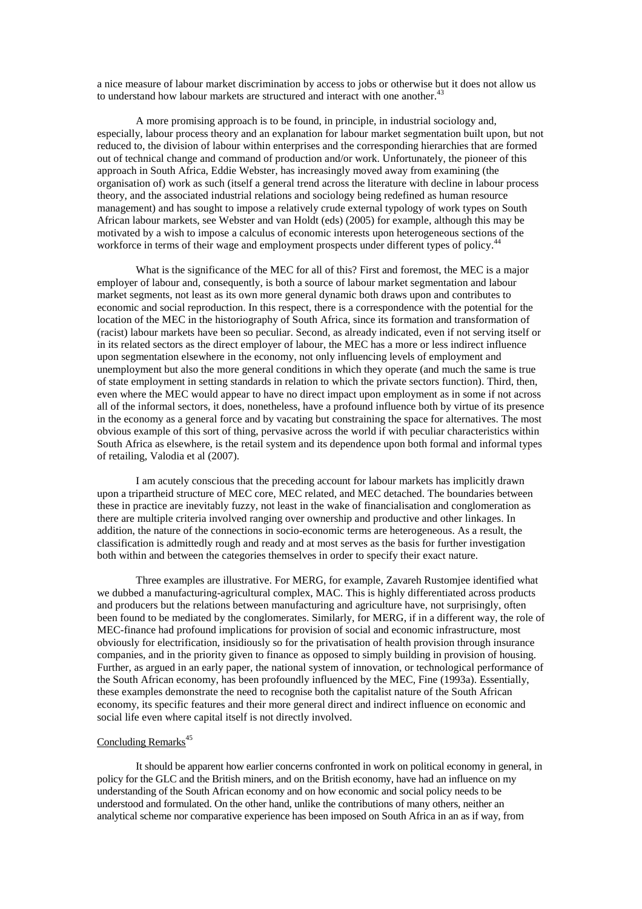a nice measure of labour market discrimination by access to jobs or otherwise but it does not allow us to understand how labour markets are structured and interact with one another.[43]

A more promising approach is to be found, in principle, in industrial sociology and, especially, labour process theory and an explanation for labour market segmentation built upon, but not reduced to, the division of labour within enterprises and the corresponding hierarchies that are formed out of technical change and command of production and/or work. Unfortunately, the pioneer of this approach in South Africa, Eddie Webster, has increasingly moved away from examining (the organisation of) work as such (itself a general trend across the literature with decline in labour process theory, and the associated industrial relations and sociology being redefined as human resource management) and has sought to impose a relatively crude external typology of work types on South African labour markets, see Webster and van Holdt (eds) (2005) for example, although this may be motivated by a wish to impose a calculus of economic interests upon heterogeneous sections of the workforce in terms of their wage and employment prospects under different types of policy.[44]

What is the significance of the MEC for all of this? First and foremost, the MEC is a major employer of labour and, consequently, is both a source of labour market segmentation and labour market segments, not least as its own more general dynamic both draws upon and contributes to economic and social reproduction. In this respect, there is a correspondence with the potential for the location of the MEC in the historiography of South Africa, since its formation and transformation of (racist) labour markets have been so peculiar. Second, as already indicated, even if not serving itself or in its related sectors as the direct employer of labour, the MEC has a more or less indirect influence upon segmentation elsewhere in the economy, not only influencing levels of employment and unemployment but also the more general conditions in which they operate (and much the same is true of state employment in setting standards in relation to which the private sectors function). Third, then, even where the MEC would appear to have no direct impact upon employment as in some if not across all of the informal sectors, it does, nonetheless, have a profound influence both by virtue of its presence in the economy as a general force and by vacating but constraining the space for alternatives. The most obvious example of this sort of thing, pervasive across the world if with peculiar characteristics within South Africa as elsewhere, is the retail system and its dependence upon both formal and informal types of retailing, Valodia et al (2007).

I am acutely conscious that the preceding account for labour markets has implicitly drawn upon a tripartheid structure of MEC core, MEC related, and MEC detached. The boundaries between these in practice are inevitably fuzzy, not least in the wake of financialisation and conglomeration as there are multiple criteria involved ranging over ownership and productive and other linkages. In addition, the nature of the connections in socio-economic terms are heterogeneous. As a result, the classification is admittedly rough and ready and at most serves as the basis for further investigation both within and between the categories themselves in order to specify their exact nature.

Three examples are illustrative. For MERG, for example, Zavareh Rustomjee identified what we dubbed a manufacturing-agricultural complex, MAC. This is highly differentiated across products and producers but the relations between manufacturing and agriculture have, not surprisingly, often been found to be mediated by the conglomerates. Similarly, for MERG, if in a different way, the role of MEC-finance had profound implications for provision of social and economic infrastructure, most obviously for electrification, insidiously so for the privatisation of health provision through insurance companies, and in the priority given to finance as opposed to simply building in provision of housing. Further, as argued in an early paper, the national system of innovation, or technological performance of the South African economy, has been profoundly influenced by the MEC, Fine (1993a). Essentially, these examples demonstrate the need to recognise both the capitalist nature of the South African economy, its specific features and their more general direct and indirect influence on economic and social life even where capital itself is not directly involved.

## Concluding Remarks[45]

It should be apparent how earlier concerns confronted in work on political economy in general, in policy for the GLC and the British miners, and on the British economy, have had an influence on my understanding of the South African economy and on how economic and social policy needs to be understood and formulated. On the other hand, unlike the contributions of many others, neither an analytical scheme nor comparative experience has been imposed on South Africa in an as if way, from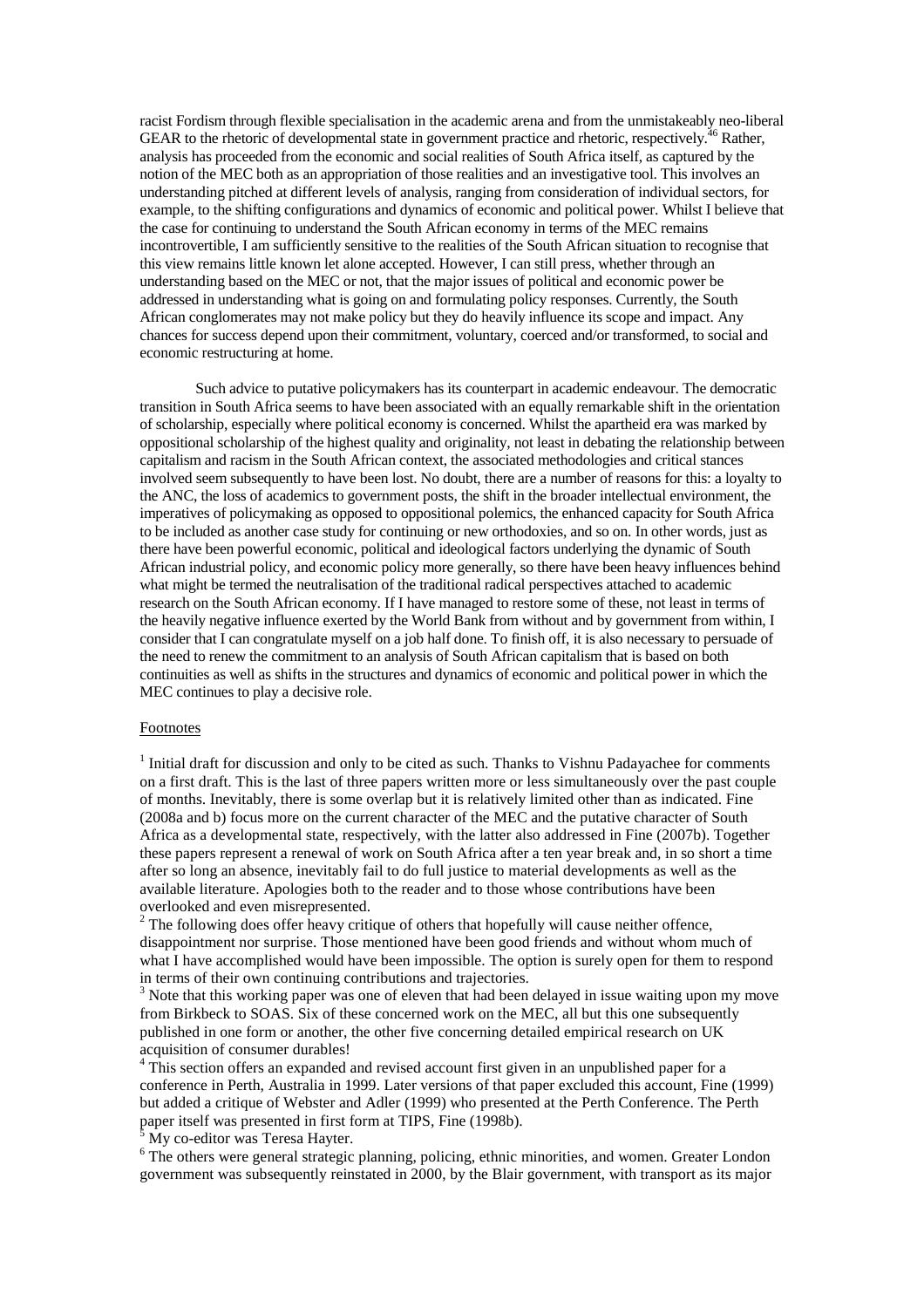racist Fordism through flexible specialisation in the academic arena and from the unmistakeably neo-liberal GEAR to the rhetoric of developmental state in government practice and rhetoric, respectively.[46] Rather, analysis has proceeded from the economic and social realities of South Africa itself, as captured by the notion of the MEC both as an appropriation of those realities and an investigative tool. This involves an understanding pitched at different levels of analysis, ranging from consideration of individual sectors, for example, to the shifting configurations and dynamics of economic and political power. Whilst I believe that the case for continuing to understand the South African economy in terms of the MEC remains incontrovertible, I am sufficiently sensitive to the realities of the South African situation to recognise that this view remains little known let alone accepted. However, I can still press, whether through an understanding based on the MEC or not, that the major issues of political and economic power be addressed in understanding what is going on and formulating policy responses. Currently, the South African conglomerates may not make policy but they do heavily influence its scope and impact. Any chances for success depend upon their commitment, voluntary, coerced and/or transformed, to social and economic restructuring at home.

Such advice to putative policymakers has its counterpart in academic endeavour. The democratic transition in South Africa seems to have been associated with an equally remarkable shift in the orientation of scholarship, especially where political economy is concerned. Whilst the apartheid era was marked by oppositional scholarship of the highest quality and originality, not least in debating the relationship between capitalism and racism in the South African context, the associated methodologies and critical stances involved seem subsequently to have been lost. No doubt, there are a number of reasons for this: a loyalty to the ANC, the loss of academics to government posts, the shift in the broader intellectual environment, the imperatives of policymaking as opposed to oppositional polemics, the enhanced capacity for South Africa to be included as another case study for continuing or new orthodoxies, and so on. In other words, just as there have been powerful economic, political and ideological factors underlying the dynamic of South African industrial policy, and economic policy more generally, so there have been heavy influences behind what might be termed the neutralisation of the traditional radical perspectives attached to academic research on the South African economy. If I have managed to restore some of these, not least in terms of the heavily negative influence exerted by the World Bank from without and by government from within, I consider that I can congratulate myself on a job half done. To finish off, it is also necessary to persuade of the need to renew the commitment to an analysis of South African capitalism that is based on both continuities as well as shifts in the structures and dynamics of economic and political power in which the MEC continues to play a decisive role.

## Footnotes

[1] Initial draft for discussion and only to be cited as such. Thanks to Vishnu Padayachee for comments on a first draft. This is the last of three papers written more or less simultaneously over the past couple of months. Inevitably, there is some overlap but it is relatively limited other than as indicated. Fine (2008a and b) focus more on the current character of the MEC and the putative character of South Africa as a developmental state, respectively, with the latter also addressed in Fine (2007b). Together these papers represent a renewal of work on South Africa after a ten year break and, in so short a time after so long an absence, inevitably fail to do full justice to material developments as well as the available literature. Apologies both to the reader and to those whose contributions have been overlooked and even misrepresented.

[2] The following does offer heavy critique of others that hopefully will cause neither offence, disappointment nor surprise. Those mentioned have been good friends and without whom much of what I have accomplished would have been impossible. The option is surely open for them to respond in terms of their own continuing contributions and trajectories.

[3] Note that this working paper was one of eleven that had been delayed in issue waiting upon my move from Birkbeck to SOAS. Six of these concerned work on the MEC, all but this one subsequently published in one form or another, the other five concerning detailed empirical research on UK acquisition of consumer durables!

[4] This section offers an expanded and revised account first given in an unpublished paper for a conference in Perth, Australia in 1999. Later versions of that paper excluded this account, Fine (1999) but added a critique of Webster and Adler (1999) who presented at the Perth Conference. The Perth paper itself was presented in first form at TIPS, Fine (1998b).

[5] My co-editor was Teresa Hayter.

[6] The others were general strategic planning, policing, ethnic minorities, and women. Greater London government was subsequently reinstated in 2000, by the Blair government, with transport as its major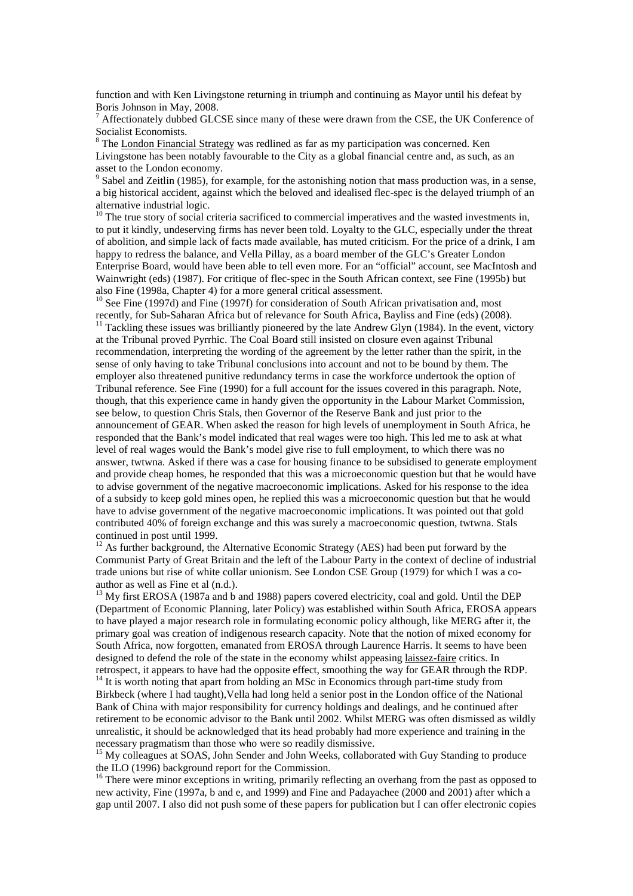function and with Ken Livingstone returning in triumph and continuing as Mayor until his defeat by Boris Johnson in May, 2008.

[7] Affectionately dubbed GLCSE since many of these were drawn from the CSE, the UK Conference of Socialist Economists.

[8] The London Financial Strategy was redlined as far as my participation was concerned. Ken Livingstone has been notably favourable to the City as a global financial centre and, as such, as an asset to the London economy.

[9] Sabel and Zeitlin (1985), for example, for the astonishing notion that mass production was, in a sense, a big historical accident, against which the beloved and idealised flec-spec is the delayed triumph of an alternative industrial logic.

[10] The true story of social criteria sacrificed to commercial imperatives and the wasted investments in, to put it kindly, undeserving firms has never been told. Loyalty to the GLC, especially under the threat of abolition, and simple lack of facts made available, has muted criticism. For the price of a drink, I am happy to redress the balance, and Vella Pillay, as a board member of the GLC's Greater London Enterprise Board, would have been able to tell even more. For an "official" account, see MacIntosh and Wainwright (eds) (1987). For critique of flec-spec in the South African context, see Fine (1995b) but also Fine (1998a, Chapter 4) for a more general critical assessment.

[10] See Fine (1997d) and Fine (1997f) for consideration of South African privatisation and, most recently, for Sub-Saharan Africa but of relevance for South Africa, Bayliss and Fine (eds) (2008).

[11] Tackling these issues was brilliantly pioneered by the late Andrew Glyn (1984). In the event, victory at the Tribunal proved Pyrrhic. The Coal Board still insisted on closure even against Tribunal recommendation, interpreting the wording of the agreement by the letter rather than the spirit, in the sense of only having to take Tribunal conclusions into account and not to be bound by them. The employer also threatened punitive redundancy terms in case the workforce undertook the option of Tribunal reference. See Fine (1990) for a full account for the issues covered in this paragraph. Note, though, that this experience came in handy given the opportunity in the Labour Market Commission, see below, to question Chris Stals, then Governor of the Reserve Bank and just prior to the announcement of GEAR. When asked the reason for high levels of unemployment in South Africa, he responded that the Bank's model indicated that real wages were too high. This led me to ask at what level of real wages would the Bank's model give rise to full employment, to which there was no answer, twtwna. Asked if there was a case for housing finance to be subsidised to generate employment and provide cheap homes, he responded that this was a microeconomic question but that he would have to advise government of the negative macroeconomic implications. Asked for his response to the idea of a subsidy to keep gold mines open, he replied this was a microeconomic question but that he would have to advise government of the negative macroeconomic implications. It was pointed out that gold contributed 40% of foreign exchange and this was surely a macroeconomic question, twtwna. Stals continued in post until 1999.

[12] As further background, the Alternative Economic Strategy (AES) had been put forward by the Communist Party of Great Britain and the left of the Labour Party in the context of decline of industrial trade unions but rise of white collar unionism. See London CSE Group (1979) for which I was a co-author as well as Fine et al (n.d.).

[13] My first EROSA (1987a and b and 1988) papers covered electricity, coal and gold. Until the DEP (Department of Economic Planning, later Policy) was established within South Africa, EROSA appears to have played a major research role in formulating economic policy although, like MERG after it, the primary goal was creation of indigenous research capacity. Note that the notion of mixed economy for South Africa, now forgotten, emanated from EROSA through Laurence Harris. It seems to have been designed to defend the role of the state in the economy whilst appeasing laissez-faire critics. In retrospect, it appears to have had the opposite effect, smoothing the way for GEAR through the RDP.

[14] It is worth noting that apart from holding an MSc in Economics through part-time study from Birkbeck (where I had taught),Vella had long held a senior post in the London office of the National Bank of China with major responsibility for currency holdings and dealings, and he continued after retirement to be economic advisor to the Bank until 2002. Whilst MERG was often dismissed as wildly unrealistic, it should be acknowledged that its head probably had more experience and training in the necessary pragmatism than those who were so readily dismissive.

[15] My colleagues at SOAS, John Sender and John Weeks, collaborated with Guy Standing to produce the ILO (1996) background report for the Commission.

[16] There were minor exceptions in writing, primarily reflecting an overhang from the past as opposed to new activity, Fine (1997a, b and e, and 1999) and Fine and Padayachee (2000 and 2001) after which a gap until 2007. I also did not push some of these papers for publication but I can offer electronic copies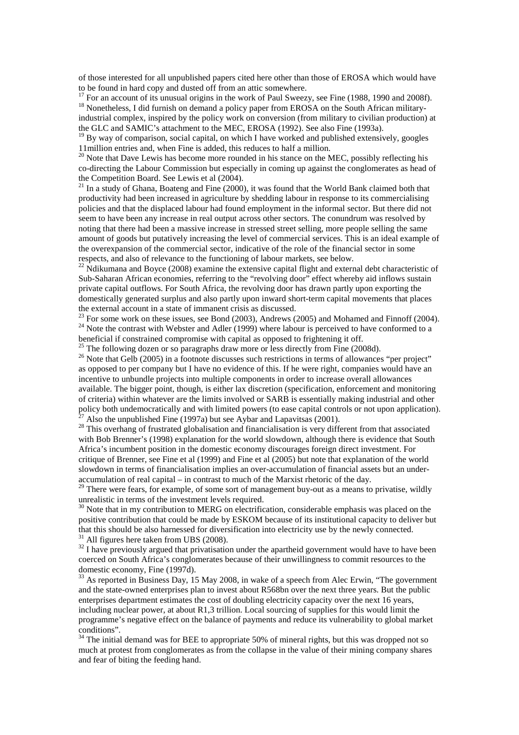of those interested for all unpublished papers cited here other than those of EROSA which would have to be found in hard copy and dusted off from an attic somewhere.

[17] For an account of its unusual origins in the work of Paul Sweezy, see Fine (1988, 1990 and 2008f).

[18] Nonetheless, I did furnish on demand a policy paper from EROSA on the South African military-industrial complex, inspired by the policy work on conversion (from military to civilian production) at the GLC and SAMIC's attachment to the MEC, EROSA (1992). See also Fine (1993a).

[19] By way of comparison, social capital, on which I have worked and published extensively, googles 11million entries and, when Fine is added, this reduces to half a million.

[20] Note that Dave Lewis has become more rounded in his stance on the MEC, possibly reflecting his co-directing the Labour Commission but especially in coming up against the conglomerates as head of the Competition Board. See Lewis et al (2004).

[21] In a study of Ghana, Boateng and Fine (2000), it was found that the World Bank claimed both that productivity had been increased in agriculture by shedding labour in response to its commercialising policies and that the displaced labour had found employment in the informal sector. But there did not seem to have been any increase in real output across other sectors. The conundrum was resolved by noting that there had been a massive increase in stressed street selling, more people selling the same amount of goods but putatively increasing the level of commercial services. This is an ideal example of the overexpansion of the commercial sector, indicative of the role of the financial sector in some respects, and also of relevance to the functioning of labour markets, see below.

[22] Ndikumana and Boyce (2008) examine the extensive capital flight and external debt characteristic of Sub-Saharan African economies, referring to the "revolving door" effect whereby aid inflows sustain private capital outflows. For South Africa, the revolving door has drawn partly upon exporting the domestically generated surplus and also partly upon inward short-term capital movements that places the external account in a state of immanent crisis as discussed.

[23] For some work on these issues, see Bond (2003), Andrews (2005) and Mohamed and Finnoff (2004).

[24] Note the contrast with Webster and Adler (1999) where labour is perceived to have conformed to a beneficial if constrained compromise with capital as opposed to frightening it off.

[25] The following dozen or so paragraphs draw more or less directly from Fine (2008d).

[26] Note that Gelb (2005) in a footnote discusses such restrictions in terms of allowances "per project" as opposed to per company but I have no evidence of this. If he were right, companies would have an incentive to unbundle projects into multiple components in order to increase overall allowances available. The bigger point, though, is either lax discretion (specification, enforcement and monitoring of criteria) within whatever are the limits involved or SARB is essentially making industrial and other policy both undemocratically and with limited powers (to ease capital controls or not upon application).

[27] Also the unpublished Fine (1997a) but see Aybar and Lapavitsas (2001).

[28] This overhang of frustrated globalisation and financialisation is very different from that associated with Bob Brenner's (1998) explanation for the world slowdown, although there is evidence that South Africa's incumbent position in the domestic economy discourages foreign direct investment. For critique of Brenner, see Fine et al (1999) and Fine et al (2005) but note that explanation of the world slowdown in terms of financialisation implies an over-accumulation of financial assets but an under-accumulation of real capital – in contrast to much of the Marxist rhetoric of the day.

[29] There were fears, for example, of some sort of management buy-out as a means to privatise, wildly unrealistic in terms of the investment levels required.

[30] Note that in my contribution to MERG on electrification, considerable emphasis was placed on the positive contribution that could be made by ESKOM because of its institutional capacity to deliver but that this should be also harnessed for diversification into electricity use by the newly connected.

[31] All figures here taken from UBS (2008).

[32] I have previously argued that privatisation under the apartheid government would have to have been coerced on South Africa's conglomerates because of their unwillingness to commit resources to the domestic economy, Fine (1997d).

[33] As reported in Business Day, 15 May 2008, in wake of a speech from Alec Erwin, "The government and the state-owned enterprises plan to invest about R568bn over the next three years. But the public enterprises department estimates the cost of doubling electricity capacity over the next 16 years, including nuclear power, at about R1,3 trillion. Local sourcing of supplies for this would limit the programme's negative effect on the balance of payments and reduce its vulnerability to global market conditions".

[34] The initial demand was for BEE to appropriate 50% of mineral rights, but this was dropped not so much at protest from conglomerates as from the collapse in the value of their mining company shares and fear of biting the feeding hand.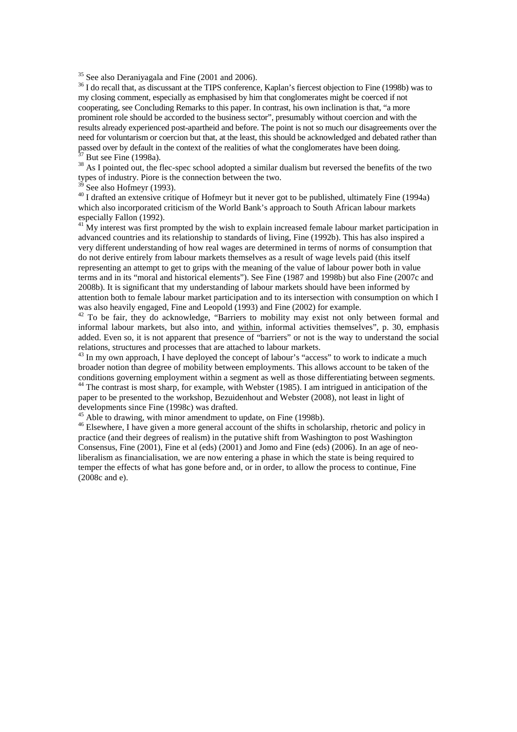[35] See also Deraniyagala and Fine (2001 and 2006).

[36] I do recall that, as discussant at the TIPS conference, Kaplan's fiercest objection to Fine (1998b) was to my closing comment, especially as emphasised by him that conglomerates might be coerced if not cooperating, see Concluding Remarks to this paper. In contrast, his own inclination is that, "a more prominent role should be accorded to the business sector", presumably without coercion and with the results already experienced post-apartheid and before. The point is not so much our disagreements over the need for voluntarism or coercion but that, at the least, this should be acknowledged and debated rather than passed over by default in the context of the realities of what the conglomerates have been doing.

[37] But see Fine (1998a).

[38] As I pointed out, the flec-spec school adopted a similar dualism but reversed the benefits of the two types of industry. Piore is the connection between the two.

[39] See also Hofmeyr (1993).

[40] I drafted an extensive critique of Hofmeyr but it never got to be published, ultimately Fine (1994a) which also incorporated criticism of the World Bank's approach to South African labour markets especially Fallon (1992).

[41] My interest was first prompted by the wish to explain increased female labour market participation in advanced countries and its relationship to standards of living, Fine (1992b). This has also inspired a very different understanding of how real wages are determined in terms of norms of consumption that do not derive entirely from labour markets themselves as a result of wage levels paid (this itself representing an attempt to get to grips with the meaning of the value of labour power both in value terms and in its "moral and historical elements"). See Fine (1987 and 1998b) but also Fine (2007c and 2008b). It is significant that my understanding of labour markets should have been informed by attention both to female labour market participation and to its intersection with consumption on which I was also heavily engaged, Fine and Leopold (1993) and Fine (2002) for example.

[42] To be fair, they do acknowledge, "Barriers to mobility may exist not only between formal and informal labour markets, but also into, and within, informal activities themselves", p. 30, emphasis added. Even so, it is not apparent that presence of "barriers" or not is the way to understand the social relations, structures and processes that are attached to labour markets.

[43] In my own approach, I have deployed the concept of labour's "access" to work to indicate a much broader notion than degree of mobility between employments. This allows account to be taken of the conditions governing employment within a segment as well as those differentiating between segments.

[44] The contrast is most sharp, for example, with Webster (1985). I am intrigued in anticipation of the paper to be presented to the workshop, Bezuidenhout and Webster (2008), not least in light of developments since Fine (1998c) was drafted.

[45] Able to drawing, with minor amendment to update, on Fine (1998b).

[46] Elsewhere, I have given a more general account of the shifts in scholarship, rhetoric and policy in practice (and their degrees of realism) in the putative shift from Washington to post Washington Consensus, Fine (2001), Fine et al (eds) (2001) and Jomo and Fine (eds) (2006). In an age of neo-liberalism as financialisation, we are now entering a phase in which the state is being required to temper the effects of what has gone before and, or in order, to allow the process to continue, Fine (2008c and e).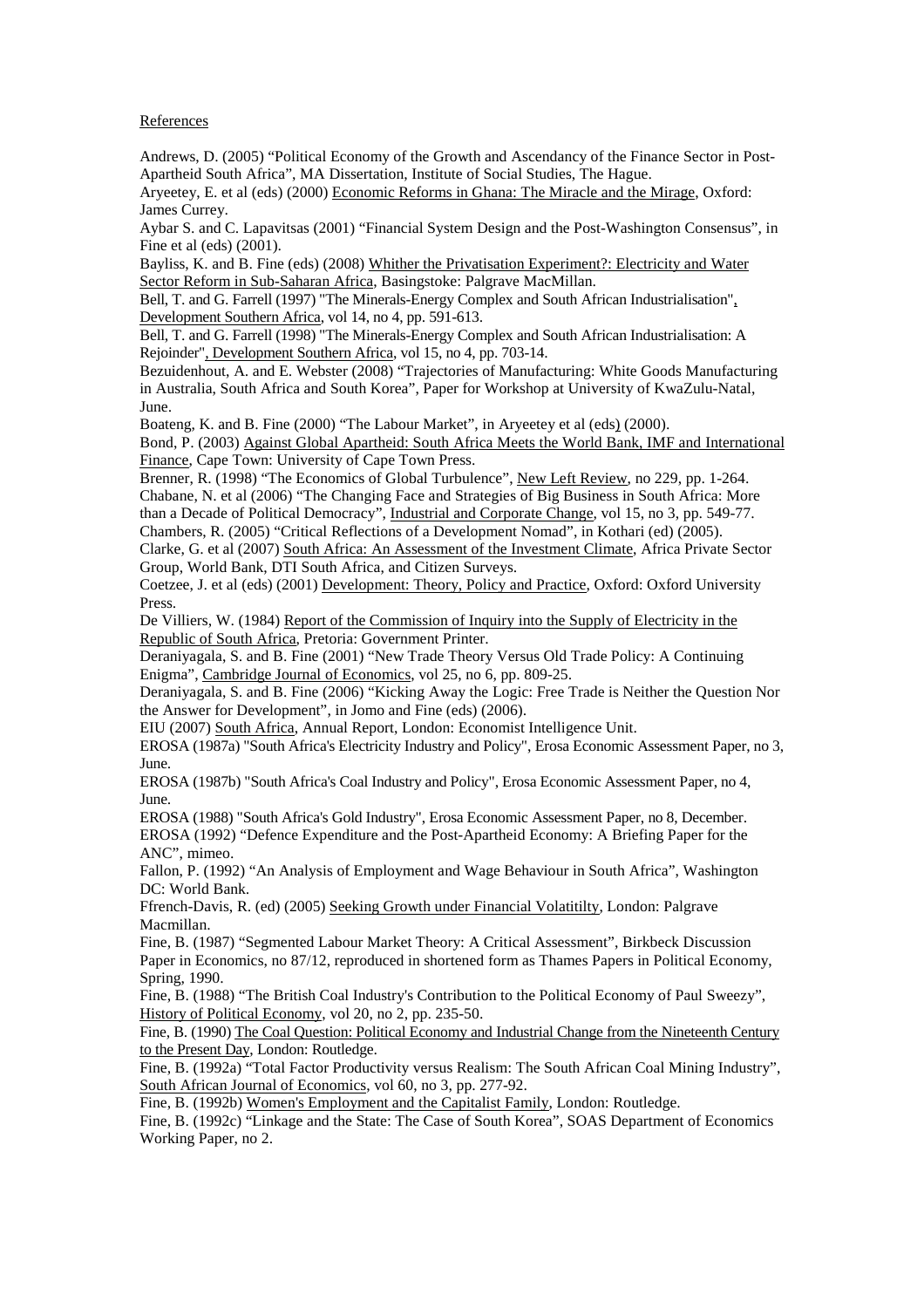References

Andrews, D. (2005) "Political Economy of the Growth and Ascendancy of the Finance Sector in Post-Apartheid South Africa", MA Dissertation, Institute of Social Studies, The Hague.

Aryeetey, E. et al (eds) (2000) Economic Reforms in Ghana: The Miracle and the Mirage, Oxford: James Currey.

Aybar S. and C. Lapavitsas (2001) "Financial System Design and the Post-Washington Consensus", in Fine et al (eds) (2001).

Bayliss, K. and B. Fine (eds) (2008) Whither the Privatisation Experiment?: Electricity and Water Sector Reform in Sub-Saharan Africa, Basingstoke: Palgrave MacMillan.

Bell, T. and G. Farrell (1997) "The Minerals-Energy Complex and South African Industrialisation", Development Southern Africa, vol 14, no 4, pp. 591-613.

Bell, T. and G. Farrell (1998) "The Minerals-Energy Complex and South African Industrialisation: A Rejoinder", Development Southern Africa, vol 15, no 4, pp. 703-14.

Bezuidenhout, A. and E. Webster (2008) "Trajectories of Manufacturing: White Goods Manufacturing in Australia, South Africa and South Korea", Paper for Workshop at University of KwaZulu-Natal, June.

Boateng, K. and B. Fine (2000) "The Labour Market", in Aryeetey et al (eds) (2000).

Bond, P. (2003) Against Global Apartheid: South Africa Meets the World Bank, IMF and International Finance, Cape Town: University of Cape Town Press.

Brenner, R. (1998) "The Economics of Global Turbulence", New Left Review, no 229, pp. 1-264.

Chabane, N. et al (2006) "The Changing Face and Strategies of Big Business in South Africa: More than a Decade of Political Democracy", Industrial and Corporate Change, vol 15, no 3, pp. 549-77.

Chambers, R. (2005) "Critical Reflections of a Development Nomad", in Kothari (ed) (2005).

Clarke, G. et al (2007) South Africa: An Assessment of the Investment Climate, Africa Private Sector Group, World Bank, DTI South Africa, and Citizen Surveys.

Coetzee, J. et al (eds) (2001) Development: Theory, Policy and Practice, Oxford: Oxford University Press.

De Villiers, W. (1984) Report of the Commission of Inquiry into the Supply of Electricity in the Republic of South Africa, Pretoria: Government Printer.

Deraniyagala, S. and B. Fine (2001) "New Trade Theory Versus Old Trade Policy: A Continuing Enigma", Cambridge Journal of Economics, vol 25, no 6, pp. 809-25.

Deraniyagala, S. and B. Fine (2006) "Kicking Away the Logic: Free Trade is Neither the Question Nor the Answer for Development", in Jomo and Fine (eds) (2006).

EIU (2007) South Africa, Annual Report, London: Economist Intelligence Unit.

EROSA (1987a) "South Africa's Electricity Industry and Policy", Erosa Economic Assessment Paper, no 3, June.

EROSA (1987b) "South Africa's Coal Industry and Policy", Erosa Economic Assessment Paper, no 4, June.

EROSA (1988) "South Africa's Gold Industry", Erosa Economic Assessment Paper, no 8, December.

EROSA (1992) "Defence Expenditure and the Post-Apartheid Economy: A Briefing Paper for the ANC", mimeo.

Fallon, P. (1992) "An Analysis of Employment and Wage Behaviour in South Africa", Washington DC: World Bank.

Ffrench-Davis, R. (ed) (2005) Seeking Growth under Financial Volatitilty, London: Palgrave Macmillan.

Fine, B. (1987) "Segmented Labour Market Theory: A Critical Assessment", Birkbeck Discussion Paper in Economics, no 87/12, reproduced in shortened form as Thames Papers in Political Economy, Spring, 1990.

Fine, B. (1988) "The British Coal Industry's Contribution to the Political Economy of Paul Sweezy", History of Political Economy, vol 20, no 2, pp. 235-50.

Fine, B. (1990) The Coal Question: Political Economy and Industrial Change from the Nineteenth Century to the Present Day, London: Routledge.

Fine, B. (1992a) "Total Factor Productivity versus Realism: The South African Coal Mining Industry", South African Journal of Economics, vol 60, no 3, pp. 277-92.

Fine, B. (1992b) Women's Employment and the Capitalist Family, London: Routledge.

Fine, B. (1992c) "Linkage and the State: The Case of South Korea", SOAS Department of Economics Working Paper, no 2.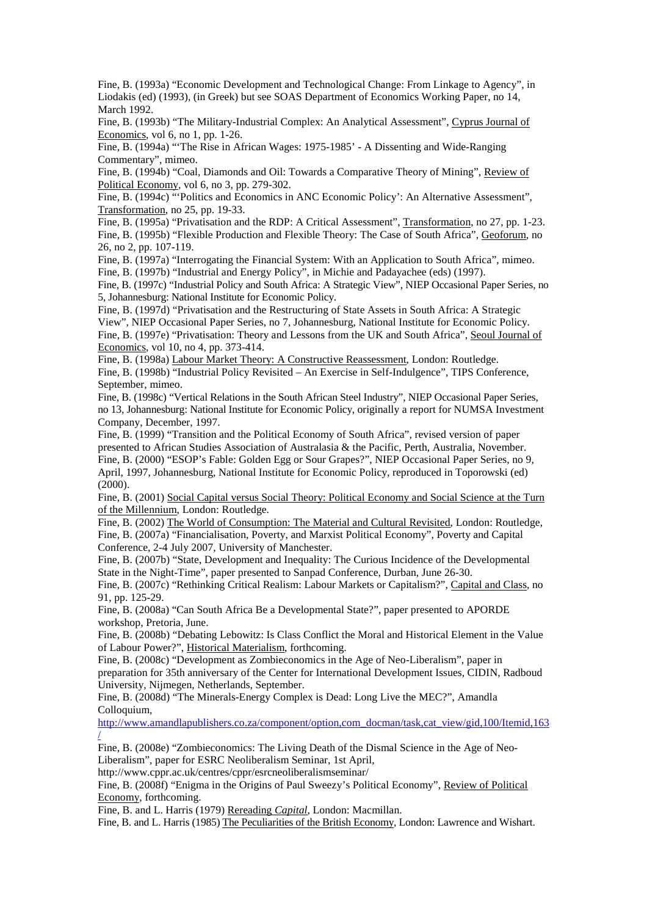Fine, B. (1993a) "Economic Development and Technological Change: From Linkage to Agency", in Liodakis (ed) (1993), (in Greek) but see SOAS Department of Economics Working Paper, no 14, March 1992.

Fine, B. (1993b) "The Military-Industrial Complex: An Analytical Assessment", Cyprus Journal of Economics, vol 6, no 1, pp. 1-26.

Fine, B. (1994a) "'The Rise in African Wages: 1975-1985' - A Dissenting and Wide-Ranging Commentary", mimeo.

Fine, B. (1994b) "Coal, Diamonds and Oil: Towards a Comparative Theory of Mining", Review of Political Economy, vol 6, no 3, pp. 279-302.

Fine, B. (1994c) "'Politics and Economics in ANC Economic Policy': An Alternative Assessment", Transformation, no 25, pp. 19-33.

Fine, B. (1995a) "Privatisation and the RDP: A Critical Assessment", Transformation, no 27, pp. 1-23.

Fine, B. (1995b) "Flexible Production and Flexible Theory: The Case of South Africa", Geoforum, no 26, no 2, pp. 107-119.

Fine, B. (1997a) "Interrogating the Financial System: With an Application to South Africa", mimeo.

Fine, B. (1997b) "Industrial and Energy Policy", in Michie and Padayachee (eds) (1997).

Fine, B. (1997c) "Industrial Policy and South Africa: A Strategic View", NIEP Occasional Paper Series, no 5, Johannesburg: National Institute for Economic Policy.

Fine, B. (1997d) "Privatisation and the Restructuring of State Assets in South Africa: A Strategic View", NIEP Occasional Paper Series, no 7, Johannesburg, National Institute for Economic Policy.

Fine, B. (1997e) "Privatisation: Theory and Lessons from the UK and South Africa", Seoul Journal of Economics, vol 10, no 4, pp. 373-414.

Fine, B. (1998a) Labour Market Theory: A Constructive Reassessment, London: Routledge.

Fine, B. (1998b) "Industrial Policy Revisited – An Exercise in Self-Indulgence", TIPS Conference, September, mimeo.

Fine, B. (1998c) "Vertical Relations in the South African Steel Industry", NIEP Occasional Paper Series, no 13, Johannesburg: National Institute for Economic Policy, originally a report for NUMSA Investment Company, December, 1997.

Fine, B. (1999) "Transition and the Political Economy of South Africa", revised version of paper presented to African Studies Association of Australasia & the Pacific, Perth, Australia, November.

Fine, B. (2000) "ESOP's Fable: Golden Egg or Sour Grapes?", NIEP Occasional Paper Series, no 9, April, 1997, Johannesburg, National Institute for Economic Policy, reproduced in Toporowski (ed) (2000).

Fine, B. (2001) Social Capital versus Social Theory: Political Economy and Social Science at the Turn of the Millennium, London: Routledge.

Fine, B. (2002) The World of Consumption: The Material and Cultural Revisited, London: Routledge,

Fine, B. (2007a) "Financialisation, Poverty, and Marxist Political Economy", Poverty and Capital Conference, 2-4 July 2007, University of Manchester.

Fine, B. (2007b) "State, Development and Inequality: The Curious Incidence of the Developmental State in the Night-Time", paper presented to Sanpad Conference, Durban, June 26-30.

Fine, B. (2007c) "Rethinking Critical Realism: Labour Markets or Capitalism?", Capital and Class, no 91, pp. 125-29.

Fine, B. (2008a) "Can South Africa Be a Developmental State?", paper presented to APORDE workshop, Pretoria, June.

Fine, B. (2008b) "Debating Lebowitz: Is Class Conflict the Moral and Historical Element in the Value of Labour Power?", Historical Materialism, forthcoming.

Fine, B. (2008c) "Development as Zombieconomics in the Age of Neo-Liberalism", paper in preparation for 35th anniversary of the Center for International Development Issues, CIDIN, Radboud University, Nijmegen, Netherlands, September.

Fine, B. (2008d) "The Minerals-Energy Complex is Dead: Long Live the MEC?", Amandla Colloquium, http://www.amandlapublishers.co.za/component/option,com_docman/task,cat_view/gid,100/Itemid,163/

Fine, B. (2008e) "Zombieconomics: The Living Death of the Dismal Science in the Age of Neo-Liberalism", paper for ESRC Neoliberalism Seminar, 1st April, http://www.cppr.ac.uk/centres/cppr/esrcneoliberalismseminar/

Fine, B. (2008f) "Enigma in the Origins of Paul Sweezy's Political Economy", Review of Political Economy, forthcoming.

Fine, B. and L. Harris (1979) Rereading *Capital*, London: Macmillan.

Fine, B. and L. Harris (1985) The Peculiarities of the British Economy, London: Lawrence and Wishart.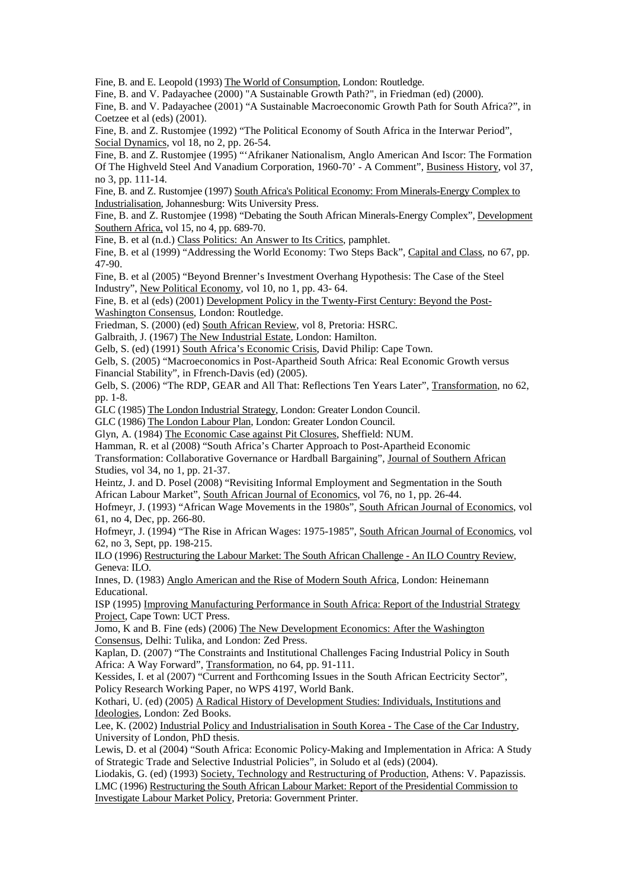Fine, B. and E. Leopold (1993) The World of Consumption, London: Routledge.

Fine, B. and V. Padayachee (2000) "A Sustainable Growth Path?", in Friedman (ed) (2000).

Fine, B. and V. Padayachee (2001) "A Sustainable Macroeconomic Growth Path for South Africa?", in Coetzee et al (eds) (2001).

Fine, B. and Z. Rustomjee (1992) "The Political Economy of South Africa in the Interwar Period", Social Dynamics, vol 18, no 2, pp. 26-54.

Fine, B. and Z. Rustomjee (1995) "'Afrikaner Nationalism, Anglo American And Iscor: The Formation Of The Highveld Steel And Vanadium Corporation, 1960-70' - A Comment", Business History, vol 37, no 3, pp. 111-14.

Fine, B. and Z. Rustomjee (1997) South Africa's Political Economy: From Minerals-Energy Complex to Industrialisation, Johannesburg: Wits University Press.

Fine, B. and Z. Rustomjee (1998) "Debating the South African Minerals-Energy Complex", Development Southern Africa, vol 15, no 4, pp. 689-70.

Fine, B. et al (n.d.) Class Politics: An Answer to Its Critics, pamphlet.

Fine, B. et al (1999) "Addressing the World Economy: Two Steps Back", Capital and Class, no 67, pp. 47-90.

Fine, B. et al (2005) "Beyond Brenner's Investment Overhang Hypothesis: The Case of the Steel Industry", New Political Economy, vol 10, no 1, pp. 43- 64.

Fine, B. et al (eds) (2001) Development Policy in the Twenty-First Century: Beyond the Post-Washington Consensus, London: Routledge.

Friedman, S. (2000) (ed) South African Review, vol 8, Pretoria: HSRC.

Galbraith, J. (1967) The New Industrial Estate, London: Hamilton.

Gelb, S. (ed) (1991) South Africa's Economic Crisis, David Philip: Cape Town.

Gelb, S. (2005) "Macroeconomics in Post-Apartheid South Africa: Real Economic Growth versus Financial Stability", in Ffrench-Davis (ed) (2005).

Gelb, S. (2006) "The RDP, GEAR and All That: Reflections Ten Years Later", Transformation, no 62, pp. 1-8.

GLC (1985) The London Industrial Strategy, London: Greater London Council.

GLC (1986) The London Labour Plan, London: Greater London Council.

Glyn, A. (1984) The Economic Case against Pit Closures, Sheffield: NUM.

Hamman, R. et al (2008) "South Africa's Charter Approach to Post-Apartheid Economic Transformation: Collaborative Governance or Hardball Bargaining", Journal of Southern African Studies, vol 34, no 1, pp. 21-37.

Heintz, J. and D. Posel (2008) "Revisiting Informal Employment and Segmentation in the South African Labour Market", South African Journal of Economics, vol 76, no 1, pp. 26-44.

Hofmeyr, J. (1993) "African Wage Movements in the 1980s", South African Journal of Economics, vol 61, no 4, Dec, pp. 266-80.

Hofmeyr, J. (1994) "The Rise in African Wages: 1975-1985", South African Journal of Economics, vol 62, no 3, Sept, pp. 198-215.

ILO (1996) Restructuring the Labour Market: The South African Challenge - An ILO Country Review, Geneva: ILO.

Innes, D. (1983) Anglo American and the Rise of Modern South Africa, London: Heinemann Educational.

ISP (1995) Improving Manufacturing Performance in South Africa: Report of the Industrial Strategy Project, Cape Town: UCT Press.

Jomo, K and B. Fine (eds) (2006) The New Development Economics: After the Washington Consensus, Delhi: Tulika, and London: Zed Press.

Kaplan, D. (2007) "The Constraints and Institutional Challenges Facing Industrial Policy in South Africa: A Way Forward", Transformation, no 64, pp. 91-111.

Kessides, I. et al (2007) "Current and Forthcoming Issues in the South African Eectricity Sector", Policy Research Working Paper, no WPS 4197, World Bank.

Kothari, U. (ed) (2005) A Radical History of Development Studies: Individuals, Institutions and Ideologies, London: Zed Books.

Lee, K. (2002) Industrial Policy and Industrialisation in South Korea - The Case of the Car Industry, University of London, PhD thesis.

Lewis, D. et al (2004) "South Africa: Economic Policy-Making and Implementation in Africa: A Study of Strategic Trade and Selective Industrial Policies", in Soludo et al (eds) (2004).

Liodakis, G. (ed) (1993) Society, Technology and Restructuring of Production, Athens: V. Papazissis.

LMC (1996) Restructuring the South African Labour Market: Report of the Presidential Commission to Investigate Labour Market Policy, Pretoria: Government Printer.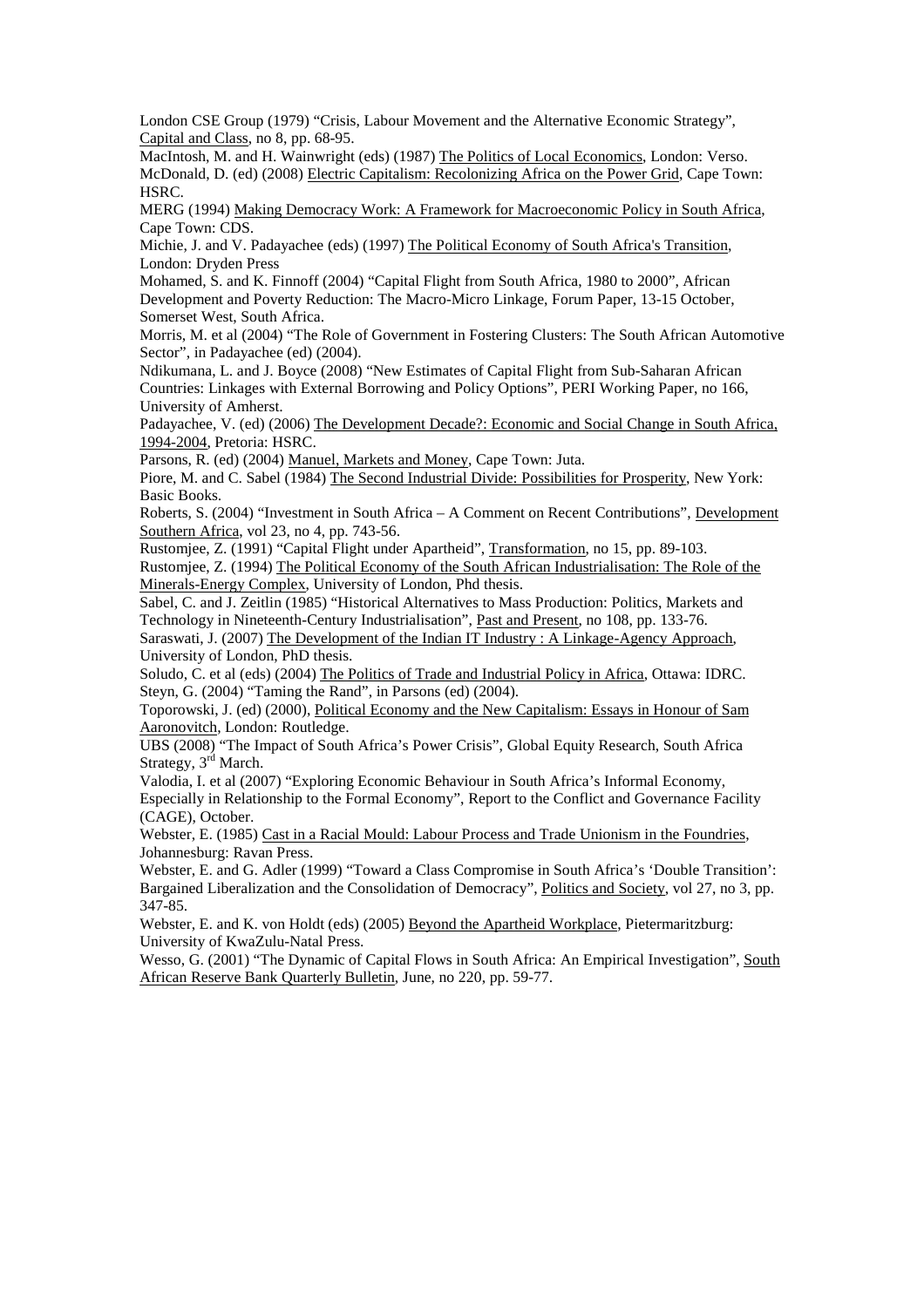London CSE Group (1979) "Crisis, Labour Movement and the Alternative Economic Strategy", Capital and Class, no 8, pp. 68-95.

MacIntosh, M. and H. Wainwright (eds) (1987) The Politics of Local Economics, London: Verso.

McDonald, D. (ed) (2008) Electric Capitalism: Recolonizing Africa on the Power Grid, Cape Town: HSRC.

MERG (1994) Making Democracy Work: A Framework for Macroeconomic Policy in South Africa, Cape Town: CDS.

Michie, J. and V. Padayachee (eds) (1997) The Political Economy of South Africa's Transition, London: Dryden Press

Mohamed, S. and K. Finnoff (2004) "Capital Flight from South Africa, 1980 to 2000", African Development and Poverty Reduction: The Macro-Micro Linkage, Forum Paper, 13-15 October, Somerset West, South Africa.

Morris, M. et al (2004) "The Role of Government in Fostering Clusters: The South African Automotive Sector", in Padayachee (ed) (2004).

Ndikumana, L. and J. Boyce (2008) "New Estimates of Capital Flight from Sub-Saharan African Countries: Linkages with External Borrowing and Policy Options", PERI Working Paper, no 166, University of Amherst.

Padayachee, V. (ed) (2006) The Development Decade?: Economic and Social Change in South Africa, 1994-2004, Pretoria: HSRC.

Parsons, R. (ed) (2004) Manuel, Markets and Money, Cape Town: Juta.

Piore, M. and C. Sabel (1984) The Second Industrial Divide: Possibilities for Prosperity, New York: Basic Books.

Roberts, S. (2004) "Investment in South Africa – A Comment on Recent Contributions", Development Southern Africa, vol 23, no 4, pp. 743-56.

Rustomjee, Z. (1991) "Capital Flight under Apartheid", Transformation, no 15, pp. 89-103.

Rustomjee, Z. (1994) The Political Economy of the South African Industrialisation: The Role of the Minerals-Energy Complex, University of London, Phd thesis.

Sabel, C. and J. Zeitlin (1985) "Historical Alternatives to Mass Production: Politics, Markets and Technology in Nineteenth-Century Industrialisation", Past and Present, no 108, pp. 133-76.

Saraswati, J. (2007) The Development of the Indian IT Industry : A Linkage-Agency Approach, University of London, PhD thesis.

Soludo, C. et al (eds) (2004) The Politics of Trade and Industrial Policy in Africa, Ottawa: IDRC.

Steyn, G. (2004) "Taming the Rand", in Parsons (ed) (2004).

Toporowski, J. (ed) (2000), Political Economy and the New Capitalism: Essays in Honour of Sam Aaronovitch, London: Routledge.

UBS (2008) "The Impact of South Africa's Power Crisis", Global Equity Research, South Africa Strategy, 3rd March.

Valodia, I. et al (2007) "Exploring Economic Behaviour in South Africa's Informal Economy, Especially in Relationship to the Formal Economy", Report to the Conflict and Governance Facility (CAGE), October.

Webster, E. (1985) Cast in a Racial Mould: Labour Process and Trade Unionism in the Foundries, Johannesburg: Ravan Press.

Webster, E. and G. Adler (1999) "Toward a Class Compromise in South Africa's 'Double Transition': Bargained Liberalization and the Consolidation of Democracy", Politics and Society, vol 27, no 3, pp. 347-85.

Webster, E. and K. von Holdt (eds) (2005) Beyond the Apartheid Workplace, Pietermaritzburg: University of KwaZulu-Natal Press.

Wesso, G. (2001) "The Dynamic of Capital Flows in South Africa: An Empirical Investigation", South African Reserve Bank Quarterly Bulletin, June, no 220, pp. 59-77.